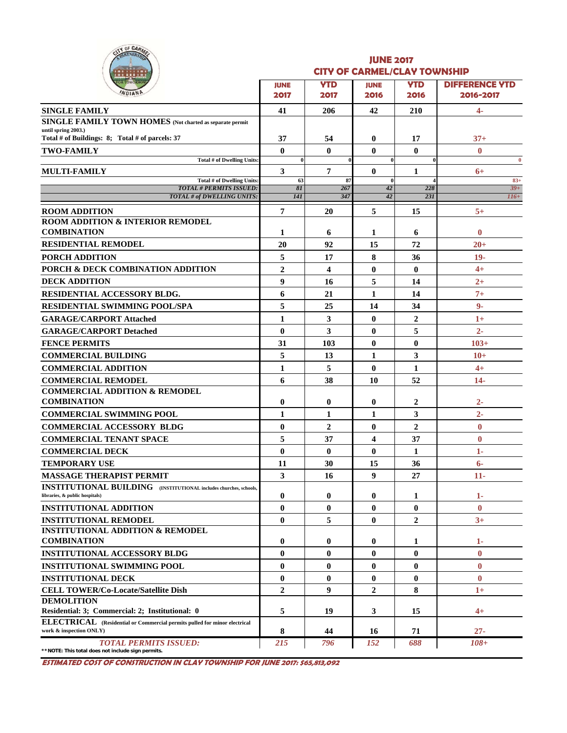# JUNE 2017
## CITY OF CARMEL/CLAY TOWNSHIP

| | JUNE 2017 | YTD 2017 | JUNE 2016 | YTD 2016 | DIFFERENCE YTD 2016-2017 |
|---|---|---|---|---|---|
| **SINGLE FAMILY** | 41 | 206 | 42 | 210 | 4- |
| **SINGLE FAMILY TOWN HOMES** (Not charted as separate permit until spring 2003.) Total # of Buildings: 8; Total # of parcels: 37 | 37 | 54 | 0 | 17 | 37+ |
| **TWO-FAMILY** | 0 | 0 | 0 | 0 | 0 |
| Total # of Dwelling Units: | 0 | 0 | 0 | 0 | 0 |
| **MULTI-FAMILY** | 3 | 7 | 0 | 1 | 6+ |
| Total # of Dwelling Units: | 63 | 87 | 0 | 4 | 83+ |
| *TOTAL # PERMITS ISSUED:* | *81* | *267* | *42* | *228* | *39+* |
| *TOTAL # of DWELLING UNITS:* | *141* | *347* | *42* | *231* | *116+* |
| **ROOM ADDITION** | 7 | 20 | 5 | 15 | 5+ |
| **ROOM ADDITION & INTERIOR REMODEL COMBINATION** | 1 | 6 | 1 | 6 | 0 |
| **RESIDENTIAL REMODEL** | 20 | 92 | 15 | 72 | 20+ |
| **PORCH ADDITION** | 5 | 17 | 8 | 36 | 19- |
| **PORCH & DECK COMBINATION ADDITION** | 2 | 4 | 0 | 0 | 4+ |
| **DECK ADDITION** | 9 | 16 | 5 | 14 | 2+ |
| **RESIDENTIAL ACCESSORY BLDG.** | 6 | 21 | 1 | 14 | 7+ |
| **RESIDENTIAL SWIMMING POOL/SPA** | 5 | 25 | 14 | 34 | 9- |
| **GARAGE/CARPORT Attached** | 1 | 3 | 0 | 2 | 1+ |
| **GARAGE/CARPORT Detached** | 0 | 3 | 0 | 5 | 2- |
| **FENCE PERMITS** | 31 | 103 | 0 | 0 | 103+ |
| **COMMERCIAL BUILDING** | 5 | 13 | 1 | 3 | 10+ |
| **COMMERCIAL ADDITION** | 1 | 5 | 0 | 1 | 4+ |
| **COMMERCIAL REMODEL** | 6 | 38 | 10 | 52 | 14- |
| **COMMERCIAL ADDITION & REMODEL COMBINATION** | 0 | 0 | 0 | 2 | 2- |
| **COMMERCIAL SWIMMING POOL** | 1 | 1 | 1 | 3 | 2- |
| **COMMERCIAL ACCESSORY BLDG** | 0 | 2 | 0 | 2 | 0 |
| **COMMERCIAL TENANT SPACE** | 5 | 37 | 4 | 37 | 0 |
| **COMMERCIAL DECK** | 0 | 0 | 0 | 1 | 1- |
| **TEMPORARY USE** | 11 | 30 | 15 | 36 | 6- |
| **MASSAGE THERAPIST PERMIT** | 3 | 16 | 9 | 27 | 11- |
| **INSTITUTIONAL BUILDING** (INSTITUTIONAL includes churches, schools, libraries, & public hospitals) | 0 | 0 | 0 | 1 | 1- |
| **INSTITUTIONAL ADDITION** | 0 | 0 | 0 | 0 | 0 |
| **INSTITUTIONAL REMODEL** | 0 | 5 | 0 | 2 | 3+ |
| **INSTITUTIONAL ADDITION & REMODEL COMBINATION** | 0 | 0 | 0 | 1 | 1- |
| **INSTITUTIONAL ACCESSORY BLDG** | 0 | 0 | 0 | 0 | 0 |
| **INSTITUTIONAL SWIMMING POOL** | 0 | 0 | 0 | 0 | 0 |
| **INSTITUTIONAL DECK** | 0 | 0 | 0 | 0 | 0 |
| **CELL TOWER/Co-Locate/Satellite Dish** | 2 | 9 | 2 | 8 | 1+ |
| **DEMOLITION** Residential: 3; Commercial: 2; Institutional: 0 | 5 | 19 | 3 | 15 | 4+ |
| **ELECTRICAL** (Residential or Commercial permits pulled for minor electrical work & inspection ONLY) | 8 | 44 | 16 | 71 | 27- |
| *TOTAL PERMITS ISSUED:* | *215* | *796* | *152* | *688* | *108+* |

**NOTE: This total does not include sign permits.

***ESTIMATED COST OF CONSTRUCTION IN CLAY TOWNSHIP FOR JUNE 2017: $65,813,092***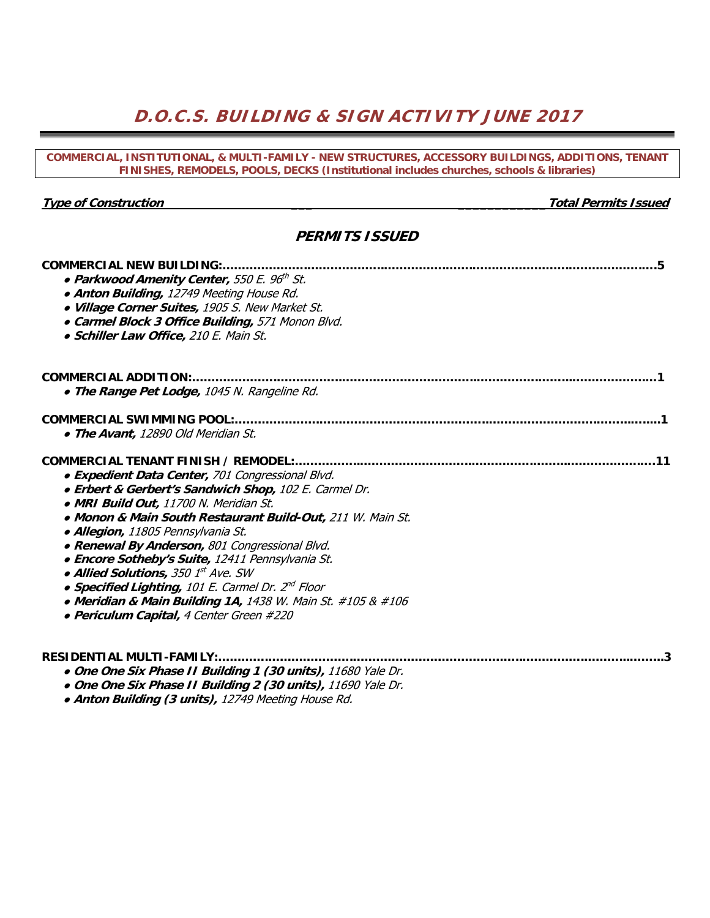# D.O.C.S. BUILDING & SIGN ACTIVITY JUNE 2017

**COMMERCIAL, INSTITUTIONAL, & MULTI-FAMILY - NEW STRUCTURES, ACCESSORY BUILDINGS, ADDITIONS, TENANT FINISHES, REMODELS, POOLS, DECKS (Institutional includes churches, schools & libraries)**

***Type of Construction*** — ***Total Permits Issued***

## *PERMITS ISSUED*

**COMMERCIAL NEW BUILDING:**……………………………………………………………………………………5

- ***Parkwood Amenity Center,*** *550 E. 96th St.*
- ***Anton Building,*** *12749 Meeting House Rd.*
- ***Village Corner Suites,*** *1905 S. New Market St.*
- ***Carmel Block 3 Office Building,*** *571 Monon Blvd.*
- ***Schiller Law Office,*** *210 E. Main St.*

**COMMERCIAL ADDITION:**……………………………………………………………………………………1

- ***The Range Pet Lodge,*** *1045 N. Rangeline Rd.*

**COMMERCIAL SWIMMING POOL:**……………………………………………………………………………1

- ***The Avant,*** *12890 Old Meridian St.*

**COMMERCIAL TENANT FINISH / REMODEL:**…………………………………………………………………11

- ***Expedient Data Center,*** *701 Congressional Blvd.*
- ***Erbert & Gerbert's Sandwich Shop,*** *102 E. Carmel Dr.*
- ***MRI Build Out,*** *11700 N. Meridian St.*
- ***Monon & Main South Restaurant Build-Out,*** *211 W. Main St.*
- ***Allegion,*** *11805 Pennsylvania St.*
- ***Renewal By Anderson,*** *801 Congressional Blvd.*
- ***Encore Sotheby's Suite,*** *12411 Pennsylvania St.*
- ***Allied Solutions,*** *350 1st Ave. SW*
- ***Specified Lighting,*** *101 E. Carmel Dr. 2nd Floor*
- ***Meridian & Main Building 1A,*** *1438 W. Main St. #105 & #106*
- ***Periculum Capital,*** *4 Center Green #220*

**RESIDENTIAL MULTI-FAMILY:**…………………………………………………………………………………3

- ***One One Six Phase II Building 1 (30 units),*** *11680 Yale Dr.*
- ***One One Six Phase II Building 2 (30 units),*** *11690 Yale Dr.*
- ***Anton Building (3 units),*** *12749 Meeting House Rd.*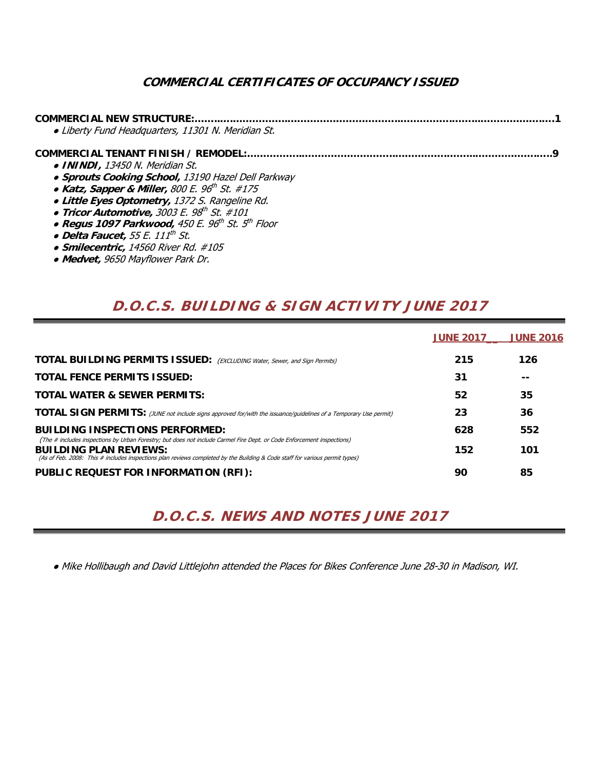## *COMMERCIAL CERTIFICATES OF OCCUPANCY ISSUED*

**COMMERCIAL NEW STRUCTURE:...........................................................................................................1**

- *Liberty Fund Headquarters, 11301 N. Meridian St.*

**COMMERCIAL TENANT FINISH / REMODEL:...........................................................................................9**

- ***ININDI,*** *13450 N. Meridian St.*
- ***Sprouts Cooking School,*** *13190 Hazel Dell Parkway*
- ***Katz, Sapper & Miller,*** *800 E. 96th St. #175*
- ***Little Eyes Optometry,*** *1372 S. Rangeline Rd.*
- ***Tricor Automotive,*** *3003 E. 98th St. #101*
- ***Regus 1097 Parkwood,*** *450 E. 96th St. 5th Floor*
- ***Delta Faucet,*** *55 E. 111th St.*
- ***Smilecentric,*** *14560 River Rd. #105*
- ***Medvet,*** *9650 Mayflower Park Dr.*

## D.O.C.S. BUILDING & SIGN ACTIVITY JUNE 2017

| | JUNE 2017 | JUNE 2016 |
|---|---|---|
| **TOTAL BUILDING PERMITS ISSUED:** *(EXCLUDING Water, Sewer, and Sign Permits)* | **215** | **126** |
| **TOTAL FENCE PERMITS ISSUED:** | **31** | **--** |
| **TOTAL WATER & SEWER PERMITS:** | **52** | **35** |
| **TOTAL SIGN PERMITS:** *(JUNE not include signs approved for/with the issuance/guidelines of a Temporary Use permit)* | **23** | **36** |
| **BUILDING INSPECTIONS PERFORMED:** *(The # includes inspections by Urban Forestry; but does not include Carmel Fire Dept. or Code Enforcement inspections)* | **628** | **552** |
| **BUILDING PLAN REVIEWS:** *(As of Feb. 2008: This # includes inspections plan reviews completed by the Building & Code staff for various permit types)* | **152** | **101** |
| **PUBLIC REQUEST FOR INFORMATION (RFI):** | **90** | **85** |

## D.O.C.S. NEWS AND NOTES JUNE 2017

- *Mike Hollibaugh and David Littlejohn attended the Places for Bikes Conference June 28-30 in Madison, WI.*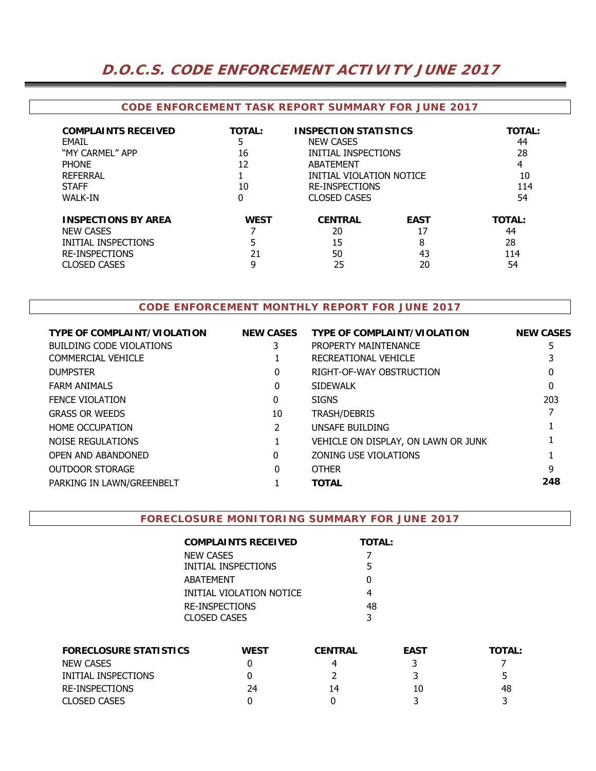# D.O.C.S. CODE ENFORCEMENT ACTIVITY JUNE 2017

## CODE ENFORCEMENT TASK REPORT SUMMARY FOR JUNE 2017

| COMPLAINTS RECEIVED | TOTAL: | INSPECTION STATISTICS | TOTAL: |
|---|---|---|---|
| EMAIL | 5 | NEW CASES | 44 |
| "MY CARMEL" APP | 16 | INITIAL INSPECTIONS | 28 |
| PHONE | 12 | ABATEMENT | 4 |
| REFERRAL | 1 | INITIAL VIOLATION NOTICE | 10 |
| STAFF | 10 | RE-INSPECTIONS | 114 |
| WALK-IN | 0 | CLOSED CASES | 54 |

| INSPECTIONS BY AREA | WEST | CENTRAL | EAST | TOTAL: |
|---|---|---|---|---|
| NEW CASES | 7 | 20 | 17 | 44 |
| INITIAL INSPECTIONS | 5 | 15 | 8 | 28 |
| RE-INSPECTIONS | 21 | 50 | 43 | 114 |
| CLOSED CASES | 9 | 25 | 20 | 54 |

## CODE ENFORCEMENT MONTHLY REPORT FOR JUNE 2017

| TYPE OF COMPLAINT/VIOLATION | NEW CASES | TYPE OF COMPLAINT/VIOLATION | NEW CASES |
|---|---|---|---|
| BUILDING CODE VIOLATIONS | 3 | PROPERTY MAINTENANCE | 5 |
| COMMERCIAL VEHICLE | 1 | RECREATIONAL VEHICLE | 3 |
| DUMPSTER | 0 | RIGHT-OF-WAY OBSTRUCTION | 0 |
| FARM ANIMALS | 0 | SIDEWALK | 0 |
| FENCE VIOLATION | 0 | SIGNS | 203 |
| GRASS OR WEEDS | 10 | TRASH/DEBRIS | 7 |
| HOME OCCUPATION | 2 | UNSAFE BUILDING | 1 |
| NOISE REGULATIONS | 1 | VEHICLE ON DISPLAY, ON LAWN OR JUNK | 1 |
| OPEN AND ABANDONED | 0 | ZONING USE VIOLATIONS | 1 |
| OUTDOOR STORAGE | 0 | OTHER | 9 |
| PARKING IN LAWN/GREENBELT | 1 | **TOTAL** | **248** |

## FORECLOSURE MONITORING SUMMARY FOR JUNE 2017

| COMPLAINTS RECEIVED | TOTAL: |
|---|---|
| NEW CASES | 7 |
| INITIAL INSPECTIONS | 5 |
| ABATEMENT | 0 |
| INITIAL VIOLATION NOTICE | 4 |
| RE-INSPECTIONS | 48 |
| CLOSED CASES | 3 |

| FORECLOSURE STATISTICS | WEST | CENTRAL | EAST | TOTAL: |
|---|---|---|---|---|
| NEW CASES | 0 | 4 | 3 | 7 |
| INITIAL INSPECTIONS | 0 | 2 | 3 | 5 |
| RE-INSPECTIONS | 24 | 14 | 10 | 48 |
| CLOSED CASES | 0 | 0 | 3 | 3 |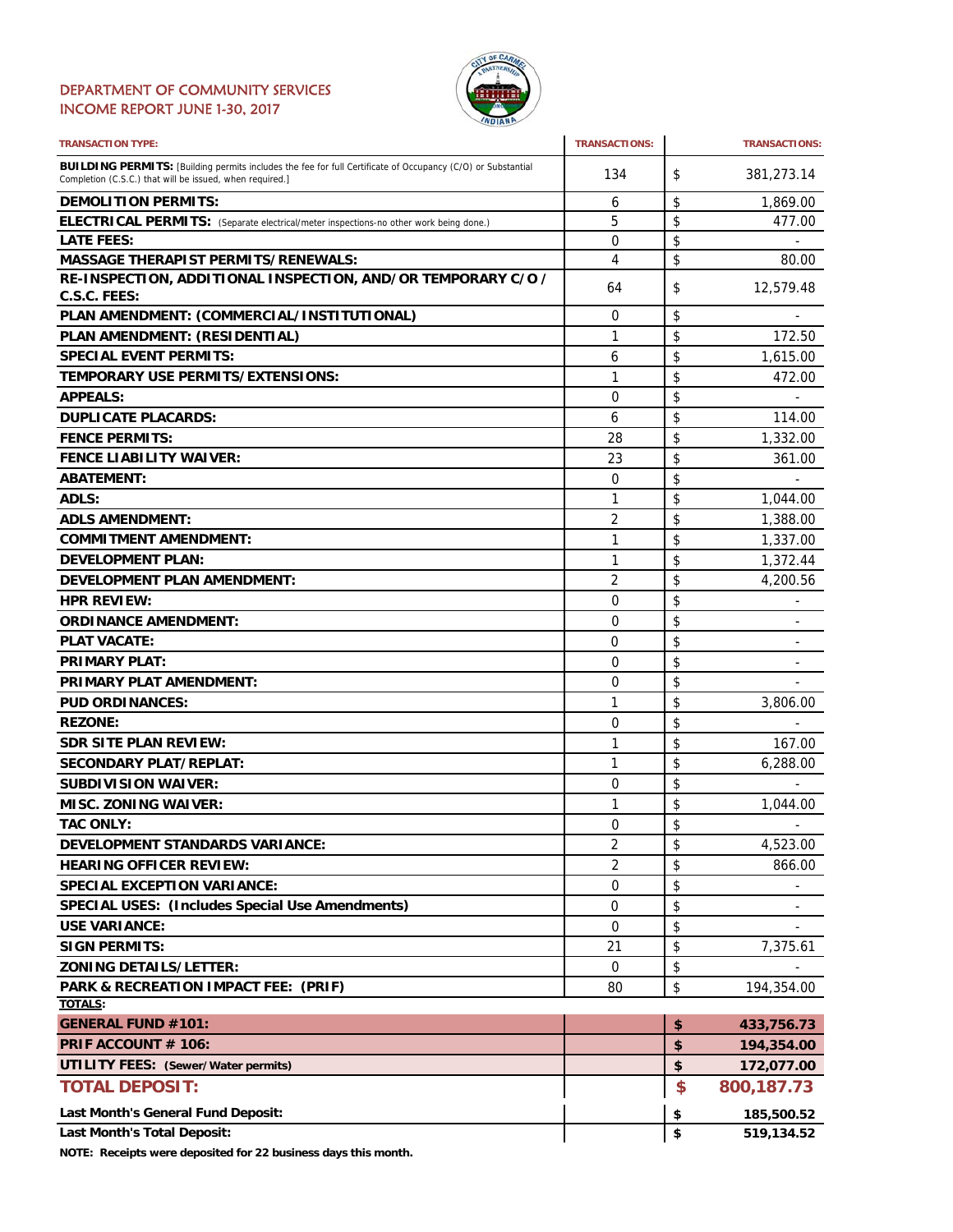## DEPARTMENT OF COMMUNITY SERVICES
## INCOME REPORT JUNE 1-30, 2017

| TRANSACTION TYPE: | TRANSACTIONS: | TRANSACTIONS: |
|---|---|---|
| **BUILDING PERMITS:** [Building permits includes the fee for full Certificate of Occupancy (C/O) or Substantial Completion (C.S.C.) that will be issued, when required.] | 134 | $ 381,273.14 |
| **DEMOLITION PERMITS:** | 6 | $ 1,869.00 |
| **ELECTRICAL PERMITS:** (Separate electrical/meter inspections-no other work being done.) | 5 | $ 477.00 |
| **LATE FEES:** | 0 | $ - |
| **MASSAGE THERAPIST PERMITS/RENEWALS:** | 4 | $ 80.00 |
| **RE-INSPECTION, ADDITIONAL INSPECTION, AND/OR TEMPORARY C/O / C.S.C. FEES:** | 64 | $ 12,579.48 |
| **PLAN AMENDMENT: (COMMERCIAL/INSTITUTIONAL)** | 0 | $ - |
| **PLAN AMENDMENT: (RESIDENTIAL)** | 1 | $ 172.50 |
| **SPECIAL EVENT PERMITS:** | 6 | $ 1,615.00 |
| **TEMPORARY USE PERMITS/EXTENSIONS:** | 1 | $ 472.00 |
| **APPEALS:** | 0 | $ - |
| **DUPLICATE PLACARDS:** | 6 | $ 114.00 |
| **FENCE PERMITS:** | 28 | $ 1,332.00 |
| **FENCE LIABILITY WAIVER:** | 23 | $ 361.00 |
| **ABATEMENT:** | 0 | $ - |
| **ADLS:** | 1 | $ 1,044.00 |
| **ADLS AMENDMENT:** | 2 | $ 1,388.00 |
| **COMMITMENT AMENDMENT:** | 1 | $ 1,337.00 |
| **DEVELOPMENT PLAN:** | 1 | $ 1,372.44 |
| **DEVELOPMENT PLAN AMENDMENT:** | 2 | $ 4,200.56 |
| **HPR REVIEW:** | 0 | $ - |
| **ORDINANCE AMENDMENT:** | 0 | $ - |
| **PLAT VACATE:** | 0 | $ - |
| **PRIMARY PLAT:** | 0 | $ - |
| **PRIMARY PLAT AMENDMENT:** | 0 | $ - |
| **PUD ORDINANCES:** | 1 | $ 3,806.00 |
| **REZONE:** | 0 | $ - |
| **SDR SITE PLAN REVIEW:** | 1 | $ 167.00 |
| **SECONDARY PLAT/REPLAT:** | 1 | $ 6,288.00 |
| **SUBDIVISION WAIVER:** | 0 | $ - |
| **MISC. ZONING WAIVER:** | 1 | $ 1,044.00 |
| **TAC ONLY:** | 0 | $ - |
| **DEVELOPMENT STANDARDS VARIANCE:** | 2 | $ 4,523.00 |
| **HEARING OFFICER REVIEW:** | 2 | $ 866.00 |
| **SPECIAL EXCEPTION VARIANCE:** | 0 | $ - |
| **SPECIAL USES: (Includes Special Use Amendments)** | 0 | $ - |
| **USE VARIANCE:** | 0 | $ - |
| **SIGN PERMITS:** | 21 | $ 7,375.61 |
| **ZONING DETAILS/LETTER:** | 0 | $ - |
| **PARK & RECREATION IMPACT FEE: (PRIF)** | 80 | $ 194,354.00 |
| **TOTALS:** | | |
| **GENERAL FUND #101:** | | **$ 433,756.73** |
| **PRIF ACCOUNT # 106:** | | **$ 194,354.00** |
| **UTILITY FEES: (Sewer/Water permits)** | | **$ 172,077.00** |
| **TOTAL DEPOSIT:** | | **$ 800,187.73** |
| **Last Month's General Fund Deposit:** | | **$ 185,500.52** |
| **Last Month's Total Deposit:** | | **$ 519,134.52** |

**NOTE: Receipts were deposited for 22 business days this month.**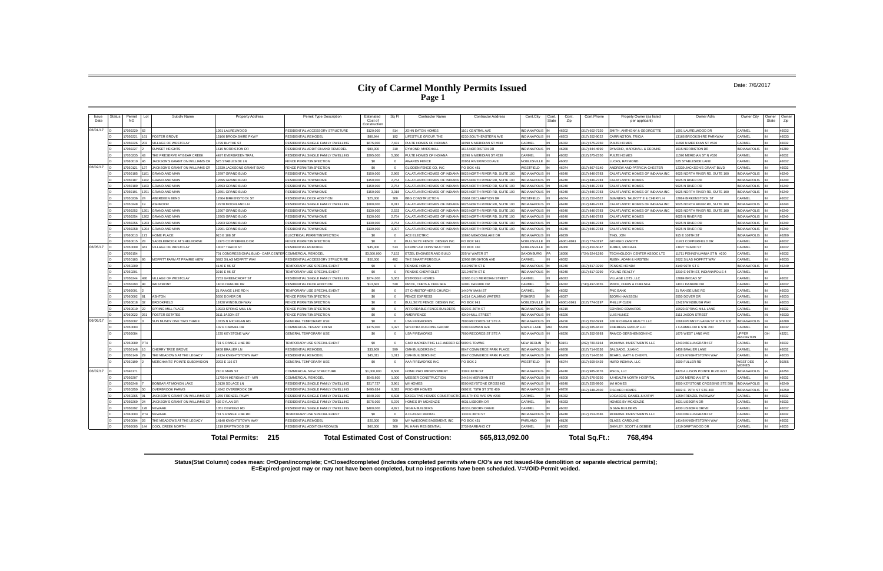# City of Carmel Monthly Permits Issued

Page 1

Date: 7/6/2017

| Issue Date | Status | Permit NO | Lot | Subdiv Name | Property Address | Permit Type Description | Estimated Cost of Construction | Sq Ft | Contractor Name | Contractor Address | Cont.City | Cont. State | Cont. Zip | Cont.Phone | Propety Owner (as listed per applicant) | Owner Adrs | Owner City | Owner State | Owner Zip |
|---|---|---|---|---|---|---|---|---|---|---|---|---|---|---|---|---|---|---|---|
| 06/01/17 | O | 17050220 | 62 | | 1061 LAURELWOOD | RESIDENTIAL ACCESSORY STRUCTURE | $120,000 | 814 | JOHN EATON HOMES | 1101 CENTRAL AVE | INDIANAPOLIS | IN | 46202 | (317) 602-7220 | SMITH, ANTHONY & GEORGETTE | 1061 LAURELWOOD DR | CARMEL | IN | 46032 |
| | O | 17050221 | 161 | FOSTER GROVE | 13166 BROOKSHIRE PKWY | RESIDENTIAL REMODEL | $86,944 | 192 | LIFESTYLE GROUP, THE | 6230 SOUTHEASTERN AVE | INDIANAPOLIS | IN | 46203 | (317) 352-9022 | CARRINGTON, TRICIA | 13166 BROOKSHIRE PARKWAY | CARMEL | IN | 46033 |
| | O | 17050226 | 203 | VILLAGE OF WESTCLAY | 1799 BLYTHE ST | RESIDENTIAL SINGLE FAMILY DWELLING | $675,000 | 7,431 | PULTE HOMES OF INDIANA | 11590 N MERIDIAN ST #530 | CARMEL | IN | 46032 | (317) 575-2350 | PULTE HOMES | 11590 N MERIDIAN ST #530 | CARMEL | IN | 46032 |
| | O | 17050227 | 2 | SUNSET HEIGHTS | 1615 NORRISTON DR | RESIDENTIAL ADDITION AND REMODEL | $80,000 | 310 | DYMOND, MARSHALL | 1615 NORRISTON DR | INDIANAPOLIS | IN | 46280 | (317) 844-4690 | DYMOND, MARSHALL & DEONNE | 1615 NORRISTON DR | INDIANAPOLIS | IN | 46280 |
| | O | 17050235 | 43 | THE PRESERVE AT BEAR CREEK | 4497 EVERGREEN TRAIL | RESIDENTIAL SINGLE FAMILY DWELLING | $395,000 | 5,360 | PULTE HOMES OF INDIANA | 11590 N MERIDIAN ST #530 | CARMEL | IN | 46032 | (317) 575-2350 | PULTE HOMES | 11590 MERIDIAN ST N #530 | CARMEL | IN | 46032 |
| | O | 17060010 | 46 | JACKSON'S GRANT ON WILLIAMS CR | 525 STABLESIDE LN | FENCE PERMIT/INSPECTION | $0 | 0 | AWARDS FENCE | 20951 RIVERWOOD AVE | NOBLESVILLE | IN | 46062 | | LUCAS, RAYMOND | 525 STABLESIDE LANE | CARMEL | IN | 46032 |
| 06/02/17 | O | 17050121 | 127 | JACKSON'S GRANT ON WILLIAMS CR | 12339 JACKSONS GRANT BLVD | FENCE PERMIT/INSPECTION | $0 | 0 | GLIDDEN FENCE CO, INC | PO BOX 481 | WESTFIELD | IN | 46074 | (317) 867-5140 | ANDREW AND PATRICIA CHESTER | 12339 JACKSON'S GRANT BLVD | CARMEL | IN | 46032 |
| | O | 17050185 | 1101 | GRAND AND MAIN | 12897 GRAND BLVD | RESIDENTIAL TOWNHOME | $150,000 | 2,965 | CALATLANTIC HOMES OF INDIANA | 9025 NORTH RIVER RD, SUITE 100 | INDIANAPOLIS | IN | 46240 | (317) 846-2783 | CALATLANTIC HOMES OF INDIANA INC | 9025 NORTH RIVER RD, SUITE 100 | INDIANAPOLIS | IN | 46240 |
| | O | 17050187 | 1102 | GRAND AND MAIN | 12895 GRAND BLVD | RESIDENTIAL TOWNHOME | $150,000 | 2,754 | CALATLANTIC HOMES OF INDIANA | 9025 NORTH RIVER RD, SUITE 100 | INDIANAPOLIS | IN | 46240 | (317) 846-2783 | CALATLANTIC HOMES | 9025 N RIVER RD | INDIANAPOLIS | IN | 46240 |
| | O | 17050189 | 1103 | GRAND AND MAIN | 12893 GRAND BLVD | RESIDENTIAL TOWNHOME | $150,000 | 2,754 | CALATLANTIC HOMES OF INDIANA | 9025 NORTH RIVER RD, SUITE 100 | INDIANAPOLIS | IN | 46240 | (317) 846-2783 | CALATLANTIC HOMES | 9025 N RIVER RD | INDIANAPOLIS | IN | 46240 |
| | O | 17050191 | 1701 | GRAND AND MAIN | 12891 GRAND BLVD | RESIDENTIAL TOWNHOME | $150,000 | 3,018 | CALATLANTIC HOMES OF INDIANA | 9025 NORTH RIVER RD, SUITE 100 | INDIANAPOLIS | IN | 46240 | (317) 846-2783 | CALATLANTIC HOMES OF INDIANA INC | 9025 NORTH RIVER RD, SUITE 100 | INDIANAPOLIS | IN | 46240 |
| | O | 17050236 | 24 | ABERDEEN BEND | 12864 BIRKENSTOCK ST | RESIDENTIAL DECK ADDITION | $25,000 | 360 | BBG CONSTRUCTION | 15034 DECLARATION DR | WESTFIELD | IN | 46074 | (317) 250-8522 | SUMNERS, TALBOTT E & CHERYL H | 12864 BIRKENSTOCK ST | CARMEL | IN | 46032 |
| | O | 17050248 | 19 | ASHMOOR | 12878 MOORLAND LN | RESIDENTIAL SINGLE FAMILY DWELLING | $300,000 | 8,312 | CALATLANTIC HOMES OF INDIANA | 9025 NORTH RIVER RD, SUITE 100 | INDIANAPOLIS | IN | 46240 | (317) 846-2783 | CALATLANTIC HOMES OF INDIANA INC | 9025 NORTH RIVER RD, SUITE 100 | INDIANAPOLIS | IN | 46240 |
| | O | 17050252 | 1201 | GRAND AND MAIN | 12907 GRAND BLVD | RESIDENTIAL TOWNHOME | $130,000 | 2,533 | CALATLANTIC HOMES OF INDIANA | 9025 NORTH RIVER RD, SUITE 100 | INDIANAPOLIS | IN | 46240 | (317) 846-2783 | CALATLANTIC HOMES OF INDIANA INC | 9025 NORTH RIVER RD, SUITE 100 | INDIANAPOLIS | IN | 46240 |
| | O | 17050254 | 1202 | GRAND AND MAIN | 12905 GRAND BLVD | RESIDENTIAL TOWNHOME | $130,000 | 2,754 | CALATLANTIC HOMES OF INDIANA | 9025 NORTH RIVER RD, SUITE 100 | INDIANAPOLIS | IN | 46240 | (317) 846-2783 | CALATLANTIC HOMES | 9025 N RIVER RD | INDIANAPOLIS | IN | 46240 |
| | O | 17050256 | 1203 | GRAND AND MAIN | 12903 GRAND BLVD | RESIDENTIAL TOWNHOME | $130,000 | 2,754 | CALATLANTIC HOMES OF INDIANA | 9025 NORTH RIVER RD, SUITE 100 | INDIANAPOLIS | IN | 46240 | (317) 846-2783 | CALATLANTIC HOMES | 9025 N RIVER RD | INDIANAPOLIS | IN | 46240 |
| | O | 17050258 | 1204 | GRAND AND MAIN | 12901 GRAND BLVD | RESIDENTIAL TOWNHOME | $130,000 | 3,007 | CALATLANTIC HOMES OF INDIANA | 9025 NORTH RIVER RD, SUITE 100 | INDIANAPOLIS | IN | 46240 | (317) 846-2783 | CALATLANTIC HOMES | 9025 N RIVER RD | INDIANAPOLIS | IN | 46240 |
| | O | 17060013 | 172 | HOME PLACE | 915 E 108 ST | ELECTRICAL PERMIT/INSPECTION | $0 | 0 | ACE ELECTRIC | 10846 MEADOWLAKE DR | INDIANAPOLIS | IN | 46229 | | TING, JON | 915 E 108TH ST | INDIANAPOLIS | IN | 46280 |
| | C | 17060015 | 28 | SADDLEBROOK AT SHELBORNE | 11973 COPPERFIELD DR | FENCE PERMIT/INSPECTION | $0 | 0 | BULLSEYE FENCE DESIGN INC. | PO BOX 941 | NOBLESVILLE | IN | 46061-0941 | (317) 774-0197 | GIORGIO ZANOTTI | 11973 COPPERFIELD DR | CARMEL | IN | 46032 |
| 06/05/17 | O | 17050009 | 441 | VILLAGE OF WESTCLAY | 13027 TRADD ST | RESIDENTIAL REMODEL | $45,000 | 513 | CREATIVE CONSTRUCTION | PO BOX 160 | NOBLESVILLE | IN | 46060 | (317) 450-9047 | KUBEK, MICHAEL | 13027 TRADD ST | CARMEL | IN | 46032 |
| | O | 17050154 | | | 701 CONGRESSIONAL BLVD - DATA CENTER | COMMERCIAL REMODEL | $3,500,000 | 7,152 | ETZEL ENGINEER AND BUILD | 205 W WATER ST | SAXONBURG | PA | 16056 | (724) 524-1280 | TECHNOLOGY CENTER ASSOC LTD | 11711 PENNSYLVANIA ST N #200 | CARMEL | IN | 46032 |
| | O | 17050183 | 95 | MOFFITT FARM AT PRAIRIE VIEW | 5922 SILAS MOFFITT WAY | RESIDENTIAL ACCESSORY STRUCTURE | $50,000 | 492 | THE SMART PERGOLA | 12958 BRIGHTON AVE | CARMEL | IN | 46032 | | RUBIN, ADAM & KIRSTEN | 5922 SILAS MOFFITT WAY | CARMEL | IN | 46033 |
| | O | 17050200 | | | 4140 E 96 ST | TEMPORARY USE SPECIAL EVENT | $0 | 0 | PENSKE HONDA | 4140 96TH ST E | INDIANAPOLIS | IN | 46240 | (317) 817-0290 | PENSKE HONDA | 4140 96TH ST E | INDIANAPOLIS | IN | 46240 |
| | O | 17050201 | | | 3210 E 96 ST | TEMPORARY USE SPECIAL EVENT | $0 | 0 | PENSKE CHEVROLET | 3210 96TH ST E | INDIANAPOLIS | IN | 46240 | (317) 817-0290 | YOUNG REALTY | 3210 E 96TH ST, INDIANAPOLIS 4 | CARMEL | IN | |
| | O | 17050244 | 480 | VILLAGE OF WESTCLAY | 2253 GREENCROFT ST | RESIDENTIAL SINGLE FAMILY DWELLING | $274,000 | 5,063 | ESTRIDGE HOMES | 12965 OLD MERIDIAN STREET | CARMEL | IN | 46032 | | VILLAGE LOTS, LLC | 12884 BROAD ST | CARMEL | IN | 46032 |
| | O | 17050293 | 98 | WESTMONT | 14011 DANUBE DR | RESIDENTIAL DECK ADDITION | $13,683 | 530 | PRICE, CHRIS & CHELSEA | 14011 DANUBE DR | CARMEL | IN | 46032 | (740) 497-0655 | PRICE, CHRIS & CHELSEA | 14011 DANUBE DR | CARMEL | IN | 46032 |
| | C | 17060001 | | | 21 RANGE LINE RD N | TEMPORARY USE SPECIAL EVENT | $0 | 0 | ST CHRISTOPHERS CHURCH | 1440 W MAIN ST | CARMEL | IN | 46032 | | PNC BANK | 21 RANGE LINE RD | CARMEL | IN | 46033 |
| | O | 17060002 | 81 | ASHTON | 5550 DOVER DR | FENCE PERMIT/INSPECTION | $0 | 0 | FENCE EXPRESS | 14214 CALMING WATERS | FISHERS | IN | 46037 | | BJORN HANSSON | 5550 DOVER DR | CARMEL | IN | 46033 |
| | O | 17060018 | 32 | BROOKFIELD | 12428 WINDBUSH WAY | FENCE PERMIT/INSPECTION | $0 | 0 | BULLSEYE FENCE DESIGN INC. | PO BOX 941 | NOBLESVILLE | IN | 46061-0941 | (317) 774-0197 | PHILLIP CLEM | 12428 WINDBUSH WAY | CARMEL | IN | 46033 |
| | O | 17060019 | 22 | SPRING MILL PLACE | 10923 SPRING MILL LN | FENCE PERMIT/INSPECTION | $0 | 0 | AFFORDABLE FENCE BUILDERS | 6023 E 26TH ST | INDIANAPOLIS | IN | 46219 | | CONRAD EDWARDS | 10923 SPRING MILL LANE | CARMEL | IN | 46032 |
| | O | 17060022 | 261 | FOSTER ESTATES | 3111 JASON ST | FENCE PERMIT/INSPECTION | $0 | 0 | AMERIFENCE | 4340 HULL STREET | INDIANAPOLIS | IN | 46226 | | LUIS NUNEZ | 3111 JASON STREET | CARMEL | IN | 46033 |
| 06/06/17 | O | 17050082 | 3 | SUN MUNDY ONE TWO THREE | 10725 N MICHIGAN RD | GENERAL TEMPORARY USE | $0 | 0 | USA FIREWORKS | 7800 RECORDS ST STE A | INDIANAPOLIS | IN | 46226 | (317) 352-5993 | 106 MICHIGAN REALTY LLC | 10689 PENNSYLVANIA ST N STE 100 | INDIANAPOLIS | IN | 46280 |
| | O | 17050083 | | | 102 E CARMEL DR | COMMERCIAL TENANT FINISH | $175,000 | 1,327 | SPECTRA BUILDING GROUP | 6203 FERMAN AVE | MAPLE LAKE | MN | 55358 | (612) 385-8410 | FINEBERG GROUP LLC | 1 CARMEL DR E STE 200 | CARMEL | IN | 46032 |
| | O | 17050084 | | | 1235 KEYSTONE WAY | GENERAL TEMPORARY USE | $0 | 0 | USA FIREWORKS | 7800 RECORDS ST STE A | INDIANAPOLIS | IN | 46226 | (317) 352-5993 | RAMCO GERSHENSON INC | 1675 WEST LANE AVE | UPPER ARLINGTON | OH | 43221 |
| | O | 17050089 | PT4 | | 731 S RANGE LINE RD | TEMPORARY USE SPECIAL EVENT | $0 | 0 | GMR MARKENTING LLC-WEBER GR | 5000 S TOWNE | NEW BERLIN | WI | 53151 | (262) 780-6164 | MOHAWK INVESTMENTS LLC | 12430 BELLINGRATH ST | CARMEL | IN | 46032 |
| | O | 17050148 | 16 | CHERRY TREE GROVE | 6458 BRAUER LN | RESIDENTIAL REMODEL | $33,969 | 599 | CMH BUILDERS INC | 8847 COMMERCE PARK PLACE | INDIANAPOLIS | IN | 46268 | (317) 714-6536 | SALGADO, JUAN C | 6458 BRAUER LANE | CARMEL | IN | 46033 |
| | O | 17050149 | 39 | THE MEADOWS AT THE LEGACY | 14124 KNIGHTSTOWN WAY | RESIDENTIAL REMODEL | $45,311 | 1,013 | CMH BUILDERS INC | 8847 COMMERCE PARK PLACE | INDIANAPOLIS | IN | 46268 | (317) 714-6536 | BEARD, MATT & CHERYL | 14124 KNIGHTSTOWN WAY | CARMEL | IN | 46033 |
| | O | 17050199 | 2 | MERCHANTS' POINTE SUBDIVISION | 2293 E 116 ST | GENERAL TEMPORARY USE | $0 | 0 | AAA FIREWORKS INC. | PO BOX 2 | WESTFIELD | IN | 46074 | (317) 509-6429 | HURD INDIANA, LLC | 2000 FULLER RD | WEST DES MOINES | IA | 50265 |
| 06/07/17 | O | 17040171 | | | 210 E MAIN ST | COMMERCIAL NEW STRUCTURE | $1,000,000 | 8,500 | HOME PRO IMPROVEMENT | 330 E 86TH ST | INDIANAPOLIS | IN | 46240 | (317) 985-0676 | MSCG, LLC | 8470 ALLISON POINTE BLVD #222 | INDIANAPOLIS | IN | 46250 |
| | O | 17050207 | | | 11700 N MERIDIAN ST - MRI | COMMERCIAL REMODEL | $545,800 | 1,000 | MESSER CONSTRUCTION | 2445 N MERIDIAN ST | INDIANAPOLIS | IN | 46208 | (317) 576-9250 | IU HEALTH NORTH HOSPITAL | 11700 MERIDIAN ST N | CARMEL | IN | 46032 |
| | O | 17050246 | 7 | BONBAR AT MONON LAKE | 10130 SOLACE LN | RESIDENTIAL SINGLE FAMILY DWELLING | $317,727 | 3,961 | M/I HOMES | 8500 KEYSTONE CROSSING | INDIANAPOLIS | IN | 46240 | (317) 255-9900 | M/I HOMES | 8500 KEYSTONE CROSSING STE 590 | INDIANAPOLIS | IN | 46240 |
| | O | 17050250 | 50 | OVERBROOK FARMS | 14342 OVERBROOK DR | RESIDENTIAL SINGLE FAMILY DWELLING | $495,634 | 9,382 | FISCHER HOMES | 6602 E. 75TH ST STE 400 | INDIANAPOLIS | IN | 46250 | (317) 348-2500 | FISCHER HOMES | 6602 E. 75TH ST STE 400 | INDIANAPOLIS | IN | 46250 |
| | O | 17050265 | 91 | JACKSON'S GRANT ON WILLIAMS CR | 1259 FRENZEL PKWY | RESIDENTIAL SINGLE FAMILY DWELLING | $648,200 | 6,508 | EXECUTIVE HOMES CONSTRUCTIO | 1016 THIRD AVE SW #206 | CARMEL | IN | 46032 | | LOCASCIO, DANIEL & KATHY | 1259 FRENZEL PARKWAY | CARMEL | IN | 46032 |
| | O | 17050269 | 24 | JACKSON'S GRANT ON WILLIAMS CR | 492 DYLAN DR | RESIDENTIAL SINGLE FAMILY DWELLING | $575,000 | 5,376 | HOMES BY MCKENZIE | 4631 LISBORN DR | CARMEL | IN | 46033 | | HOMES BY MCKENZIE | 4631 LISBORN DR | CARMEL | IN | 46033 |
| | O | 17050292 | 128 | NEWARK | 1051 OSWEGO RD | RESIDENTIAL SINGLE FAMILY DWELLING | $400,000 | 4,821 | SIGMA BUILDERS | 4630 LISBORN DRIVE | CARMEL | IN | 46032 | | SIGMA BUILDERS | 4630 LISBORN DRIVE | CARMEL | IN | 46032 |
| | C | 17060003 | PT4 | NEWARK | 731 S RANGE LINE RD | TEMPORARY USE SPECIAL EVENT | $0 | 0 | A CLASSIC RENTAL | 1333 E 86TH ST | INDIANAPOLIS | IN | 46240 | (317) 253-0586 | MOHAWK INVESTMENTS LLC | 12430 BELLINGRATH ST | CARMEL | IN | 46032 |
| | O | 17060004 | 26 | THE MEADOWS AT THE LEGACY | 14148 KNIGHTSTOWN WAY | RESIDENTIAL REMODEL | $20,000 | 900 | MY AWESOME BASEMENT, INC | PO BOX 431 | FAIRLAND | IN | 46126 | | GLASS, CAROLINE | 14148 KNIGHTSTOWN WAY | CARMEL | IN | 46032 |
| | O | 17060005 | 144 | COOL CREEK NORTH | 1219 DRIFTWOOD DR | RESIDENTIAL ADDITION-ROOM(S) | $60,000 | 360 | RL HAHN RESIDENTIAL | 2739 BARBANO CT | CARMEL | IN | 46032 | | SHIVLEY, SCOTT & DEBBIE | 1219 DRIFTWOOD DR | CARMEL | IN | 46033 |

**Total Permits: 215** **Total Estimated Cost of Construction: $65,813,092.00** **Total Sq.Ft.: 768,494**

**Status(Stat Column) codes mean: O=Open/incomplete; C=Closed/completed (includes completed permits where C/O's are not issued-like demolition or separate electrical permits); E=Expired-project may or may not have been completed, but no inspections have been scheduled. V=VOID-Permit voided.**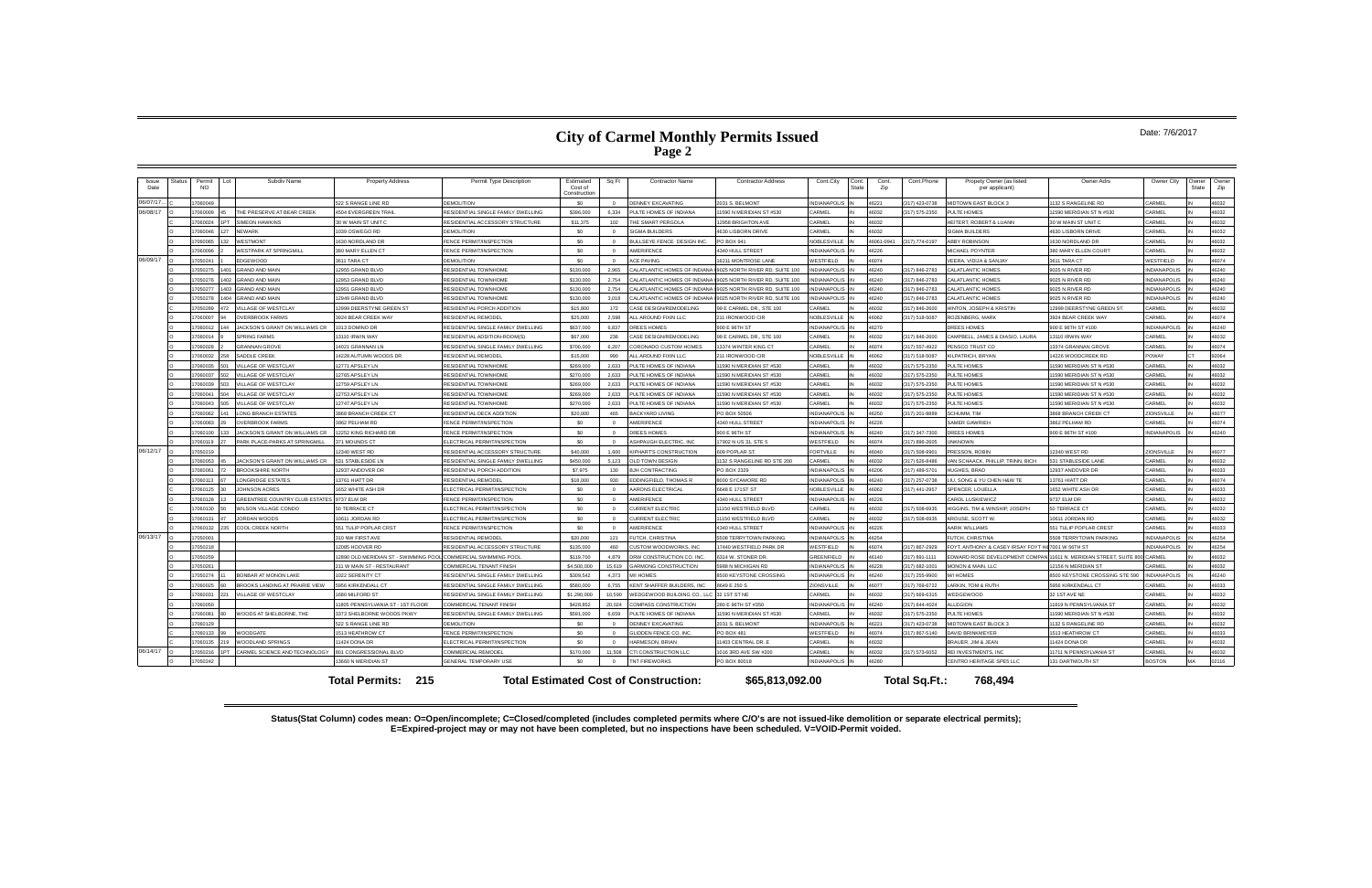# City of Carmel Monthly Permits Issued
## Page 2

Date: 7/6/2017

| Issue Date | Status | Permit NO | Lot | Subdiv Name | Property Address | Permit Type Description | Estimated Cost of Construction | Sq Ft | Contractor Name | Contractor Address | Cont.City | Cont. State | Cont. Zip | Cont.Phone | Propety Owner (as listed per applicant) | Owner Adrs | Owner City | Owner State | Owner Zip |
|---|---|---|---|---|---|---|---|---|---|---|---|---|---|---|---|---|---|---|---|
| 06/07/17... | C | 17060049 | | | 522 S RANGE LINE RD | DEMOLITION | $0 | 0 | DENNEY EXCAVATING | 2031 S. BELMONT | INDIANAPOLIS | IN | 46221 | (317) 423-0738 | MIDTOWN EAST BLOCK 3 | 1132 S RANGELINE RD | CARMEL | IN | 46032 |
| 06/08/17 | O | 17060009 | 45 | THE PRESERVE AT BEAR CREEK | 4504 EVERGREEN TRAIL | RESIDENTIAL SINGLE FAMILY DWELLING | $396,000 | 6,334 | PULTE HOMES OF INDIANA | 11590 N MERIDIAN ST #530 | CARMEL | IN | 46032 | (317) 575-2350 | PULTE HOMES | 11590 MERIDIAN ST N #530 | CARMEL | IN | 46032 |
| | O | 17060024 | 1PT | SIMEON HAWKINS | 30 W MAIN ST UNIT C | RESIDENTIAL ACCESSORY STRUCTURE | $11,375 | 102 | THE SMART PERGOLA | 12958 BRIGHTON AVE | CARMEL | IN | 46032 | | HEITERT, ROBERT & LUANN | 30 W MAIN ST UNIT C | CARMEL | IN | 46032 |
| | O | 17060046 | 127 | NEWARK | 1039 OSWEGO RD | DEMOLITION | $0 | 0 | SIGMA BUILDERS | 4630 LISBORN DRIVE | CARMEL | IN | 46032 | | SIGMA BUILDERS | 4630 LISBORN DRIVE | CARMEL | IN | 46032 |
| | O | 17060085 | 132 | WESTMONT | 1630 NORDLAND DR | FENCE PERMIT/INSPECTION | $0 | 0 | BULLSEYE FENCE DESIGN INC. | PO BOX 941 | NOBLESVILLE | IN | 46061-0941 | (317) 774-0197 | ABBY ROBINSON | 1630 NORDLAND DR | CARMEL | IN | 46032 |
| | O | 17060096 | 2 | WESTPARK AT SPRINGMILL | 380 MARY ELLEN CT | FENCE PERMIT/INSPECTION | $0 | 0 | AMERIFENCE | 4340 HULL STREET | INDIANAPOLIS | IN | 46226 | | MICHAEL POYNTER | 380 MARY ELLEN COURT | CARMEL | IN | 46032 |
| 06/09/17 | O | 17050241 | 1 | EDGEWOOD | 3611 TARA CT | DEMOLITION | $0 | 0 | ACE PAVING | 16231 MONTROSE LANE | WESTFIELD | IN | 46074 | | VEERA, VIDUA & SANJAY | 3611 TARA CT | WESTFIELD | IN | 46074 |
| | O | 17050275 | 1401 | GRAND AND MAIN | 12955 GRAND BLVD | RESIDENTIAL TOWNHOME | $130,000 | 2,965 | CALATLANTIC HOMES OF INDIANA | 9025 NORTH RIVER RD, SUITE 100 | INDIANAPOLIS | IN | 46240 | (317) 846-2783 | CALATLANTIC HOMES | 9025 N RIVER RD | INDIANAPOLIS | IN | 46240 |
| | O | 17050276 | 1402 | GRAND AND MAIN | 12953 GRAND BLVD | RESIDENTIAL TOWNHOME | $130,000 | 2,754 | CALATLANTIC HOMES OF INDIANA | 9025 NORTH RIVER RD, SUITE 100 | INDIANAPOLIS | IN | 46240 | (317) 846-2783 | CALATLANTIC HOMES | 9025 N RIVER RD | INDIANAPOLIS | IN | 46240 |
| | O | 17050277 | 1403 | GRAND AND MAIN | 12951 GRAND BLVD | RESIDENTIAL TOWNHOME | $130,000 | 2,754 | CALATLANTIC HOMES OF INDIANA | 9025 NORTH RIVER RD, SUITE 100 | INDIANAPOLIS | IN | 46240 | (317) 846-2783 | CALATLANTIC HOMES | 9025 N RIVER RD | INDIANAPOLIS | IN | 46240 |
| | O | 17050278 | 1404 | GRAND AND MAIN | 12949 GRAND BLVD | RESIDENTIAL TOWNHOME | $130,000 | 3,018 | CALATLANTIC HOMES OF INDIANA | 9025 NORTH RIVER RD, SUITE 100 | INDIANAPOLIS | IN | 46240 | (317) 846-2783 | CALATLANTIC HOMES | 9025 N RIVER RD | INDIANAPOLIS | IN | 46240 |
| | O | 17050289 | 472 | VILLAGE OF WESTCLAY | 12999 DEERSTYNE GREEN ST | RESIDENTIAL PORCH ADDITION | $15,800 | 172 | CASE DESIGN/REMODELING | 99 E CARMEL DR., STE 100 | CARMEL | IN | 46032 | (317) 846-2600 | HINTON, JOSEPH & KRISTIN | 12999 DEERSTYNE GREEN ST. | CARMEL | IN | 46032 |
| | O | 17060007 | 94 | OVERBROOK FARMS | 3924 BEAR CREEK WAY | RESIDENTIAL REMODEL | $25,000 | 2,598 | ALL AROUND FIXIN LLC | 211 IRONWOOD CIR | NOBLESVILLE | IN | 46062 | (317) 518-5087 | ROZENBERG, MARK | 3924 BEAR CREEK WAY | CARMEL | IN | 46074 |
| | O | 17060012 | 144 | JACKSON'S GRANT ON WILLIAMS CR | 1013 DOMINO DR | RESIDENTIAL SINGLE FAMILY DWELLING | $637,000 | 6,837 | DREES HOMES | 900 E 96TH ST | INDIANAPOLIS | IN | 46270 | | DREES HOMES | 900 E 96TH ST #100 | INDIANAPOLIS | IN | 46240 |
| | O | 17060014 | 8 | SPRING FARMS | 13110 IRWIN WAY | RESIDENTIAL ADDITION-ROOM(S) | $67,000 | 236 | CASE DESIGN/REMODELING | 99 E CARMEL DR., STE 100 | CARMEL | IN | 46032 | (317) 846-2600 | CAMPBELL, JAMES & DIASIO, LAURA | 13110 IRWIN WAY | CARMEL | IN | 46032 |
| | O | 17060028 | 2 | GRANNAN GROVE | 14021 GRANNAN LN | RESIDENTIAL SINGLE FAMILY DWELLING | $700,000 | 6,207 | CORONADO CUSTOM HOMES | 13374 WINTER KING CT | CARMEL | IN | 46074 | (317) 557-4922 | PENSCO TRUST CO | 13374 GRANNAN GROVE | CARMEL | IN | 46074 |
| | O | 17060032 | 258 | SADDLE CREEK | 14228 AUTUMN WOODS DR | RESIDENTIAL REMODEL | $15,000 | 990 | ALL AROUND FIXIN LLC | 211 IRONWOOD CIR | NOBLESVILLE | IN | 46062 | (317) 518-5087 | KILPATRICK, BRYAN | 14226 WOODCREEK RD | POWAY | CT | 92064 |
| | O | 17060035 | 501 | VILLAGE OF WESTCLAY | 12771 APSLEY LN | RESIDENTIAL TOWNHOME | $269,000 | 2,633 | PULTE HOMES OF INDIANA | 11590 N MERIDIAN ST #530 | CARMEL | IN | 46032 | (317) 575-2350 | PULTE HOMES | 11590 MERIDIAN ST N #530 | CARMEL | IN | 46032 |
| | O | 17060037 | 502 | VILLAGE OF WESTCLAY | 12765 APSLEY LN | RESIDENTIAL TOWNHOME | $270,000 | 2,633 | PULTE HOMES OF INDIANA | 11590 N MERIDIAN ST #530 | CARMEL | IN | 46032 | (317) 575-2350 | PULTE HOMES | 11590 MERIDIAN ST N #530 | CARMEL | IN | 46032 |
| | O | 17060039 | 503 | VILLAGE OF WESTCLAY | 12759 APSLEY LN | RESIDENTIAL TOWNHOME | $269,000 | 2,633 | PULTE HOMES OF INDIANA | 11590 N MERIDIAN ST #530 | CARMEL | IN | 46032 | (317) 575-2350 | PULTE HOMES | 11590 MERIDIAN ST N #530 | CARMEL | IN | 46032 |
| | O | 17060041 | 504 | VILLAGE OF WESTCLAY | 12753 APSLEY LN | RESIDENTIAL TOWNHOME | $269,000 | 2,633 | PULTE HOMES OF INDIANA | 11590 N MERIDIAN ST #530 | CARMEL | IN | 46032 | (317) 575-2350 | PULTE HOMES | 11590 MERIDIAN ST N #530 | CARMEL | IN | 46032 |
| | O | 17060043 | 505 | VILLAGE OF WESTCLAY | 12747 APSLEY LN | RESIDENTIAL TOWNHOME | $270,000 | 2,633 | PULTE HOMES OF INDIANA | 11590 N MERIDIAN ST #530 | CARMEL | IN | 46032 | (317) 575-2350 | PULTE HOMES | 11590 MERIDIAN ST N #530 | CARMEL | IN | 46032 |
| | O | 17060062 | 141 | LONG BRANCH ESTATES | 3868 BRANCH CREEK CT | RESIDENTIAL DECK ADDITION | $20,000 | 465 | BACKYARD LIVING | PO BOX 50506 | INDIANAPOLIS | IN | 46250 | (317) 331-8889 | SCHUMM, TIM | 3868 BRANCH CREEK CT | ZIONSVILLE | IN | 46077 |
| | O | 17060083 | 29 | OVERBROOK FARMS | 3862 PELHAM RD | FENCE PERMIT/INSPECTION | $0 | 0 | AMERIFENCE | 4340 HULL STREET | INDIANAPOLIS | IN | 46226 | | SAMER GAWRIEH | 3862 PELHAM RD | CARMEL | IN | 46074 |
| | O | 17060100 | 133 | JACKSON'S GRANT ON WILLIAMS CR | 12252 KING RICHARD DR | FENCE PERMIT/INSPECTION | $0 | 0 | DREES HOMES | 900 E 96TH ST | INDIANAPOLIS | IN | 46240 | (317) 347-7300 | DREES HOMES | 900 E 96TH ST #100 | INDIANAPOLIS | IN | 46240 |
| | O | 17060119 | 27 | PARK PLACE-PARKS AT SPRINGMILL | 371 MOUNDS CT | ELECTRICAL PERMIT/INSPECTION | $0 | 0 | ASHPAUGH ELECTRIC, INC | 17002 N US 31, STE 5 | WESTFIELD | IN | 46074 | (317) 896-2605 | UNKNOWN | | | | |
| 06/12/17 | O | 17050219 | | | 12340 WEST RD | RESIDENTIAL ACCESSORY STRUCTURE | $40,000 | 1,600 | KIPHARTS CONSTRUCTION | 609 POPLAR ST. | FORTVILLE | IN | 46040 | (317) 508-9901 | PRESSON, ROBIN | 12340 WEST RD | ZIONSVILLE | IN | 46077 |
| | O | 17060053 | 45 | JACKSON'S GRANT ON WILLIAMS CR | 531 STABLESIDE LN | RESIDENTIAL SINGLE FAMILY DWELLING | $450,000 | 5,123 | OLD TOWN DESIGN | 1132 S RANGELINE RD STE 200 | CARMEL | IN | 46032 | (317) 626-8486 | VAN SCHAACK, PHILLIP; TRINN, BICH | 531 STABLESIDE LANE | CARMEL | IN | 46032 |
| | O | 17060061 | 72 | BROOKSHIRE NORTH | 12937 ANDOVER DR | RESIDENTIAL PORCH ADDITION | $7,975 | 130 | BJH CONTRACTING | PO BOX 2329 | INDIANAPOLIS | IN | 46206 | (317) 489-5701 | HUGHES, BRAD | 12937 ANDOVER DR | CARMEL | IN | 46033 |
| | O | 17060113 | 67 | LONGRIDGE ESTATES | 13761 HIATT DR | RESIDENTIAL REMODEL | $18,000 | 930 | EDDINGFIELD, THOMAS R | 8000 SYCAMORE RD | INDIANAPOLIS | IN | 46240 | (317) 257-0738 | LIU, SONG & YU CHEN H&W TE | 13761 HIATT DR | CARMEL | IN | 46074 |
| | O | 17060125 | 30 | JOHNSON ACRES | 1652 WHITE ASH DR | ELECTRICAL PERMIT/INSPECTION | $0 | 0 | AARONS ELECTRICAL | 6648 E 171ST ST | NOBLESVILLE | IN | 46062 | (317) 441-2957 | SPENCER, LOUELLA | 1652 WHITE ASH DR | CARMEL | IN | 46033 |
| | O | 17060128 | 13 | GREENTREE COUNTRY CLUB ESTATES | 9737 ELM DR | FENCE PERMIT/INSPECTION | $0 | 0 | AMERIFENCE | 4340 HULL STREET | INDIANAPOLIS | IN | 46226 | | CAROL LUSKIEWICZ | 9737 ELM DR | CARMEL | IN | 46032 |
| | O | 17060130 | 50 | WILSON VILLAGE CONDO | 50 TERRACE CT | ELECTRICAL PERMIT/INSPECTION | $0 | 0 | CURRENT ELECTRIC | 11150 WESTFIELD BLVD | CARMEL | IN | 46032 | (317) 508-6935 | HIGGINS, TIM & WINSHIP, JOSEPH | 50 TERRACE CT | CARMEL | IN | 46032 |
| | O | 17060131 | 47 | JORDAN WOODS | 10611 JORDAN RD | ELECTRICAL PERMIT/INSPECTION | $0 | 0 | CURRENT ELECTRIC | 11150 WESTFIELD BLVD | CARMEL | IN | 46032 | (317) 508-6935 | KROUSE, SCOTT W. | 10611 JORDAN RD | CARMEL | IN | 46032 |
| | O | 17060132 | 235 | COOL CREEK NORTH | 551 TULIP POPLAR CRST | FENCE PERMIT/INSPECTION | $0 | 0 | AMERIFENCE | 4340 HULL STREET | INDIANAPOLIS | IN | 46226 | | AARIK WILLIAMS | 551 TULIP POPLAR CREST | CARMEL | IN | 46033 |
| 06/13/17 | O | 17050001 | | | 310 NW FIRST AVE | RESIDENTIAL REMODEL | $20,000 | 121 | FUTCH, CHRISTINA | 5508 TERRYTOWN PARKING | INDIANAPOLIS | IN | 46254 | | FUTCH, CHRISTINA | 5508 TERRYTOWN PARKING | INDIANAPOLIS | IN | 46254 |
| | O | 17050218 | | | 12085 HOOVER RD | RESIDENTIAL ACCESSORY STRUCTURE | $135,000 | 460 | CUSTOM WOODWORKS, INC | 17440 WESTFIELD PARK DR | WESTFIELD | IN | 46074 | (317) 867-2929 | FOYT, ANTHONY & CASEY IRSAY FOYT H&W | 7001 W 56TH ST | INDIANAPOLIS | IN | 46254 |
| | O | 17050259 | | | 12890 OLD MERIDIAN ST - SWIMMING POOL | COMMERCIAL SWIMMING POOL | $119,700 | 4,879 | DRW CONSTRUCTION CO. INC. | 6314 W. STONER DR. | GREENFIELD | IN | 46140 | (317) 891-1111 | EDWARD ROSE DEVELOPMENT COMPANY | 11611 N. MERIDIAN STREET, SUITE 800 | CARMEL | IN | 46032 |
| | O | 17050261 | | | 211 W MAIN ST - RESTAURANT | COMMERCIAL TENANT FINISH | $4,500,000 | 15,619 | GARMONG CONSTRUCTION | 5988 N MICHIGAN RD | INDIANAPOLIS | IN | 46228 | (317) 682-1001 | MONON & MAIN, LLC | 12156 N MERIDIAN ST. | CARMEL | IN | 46032 |
| | O | 17050274 | 11 | BONBAR AT MONON LAKE | 1022 SERENITY CT | RESIDENTIAL SINGLE FAMILY DWELLING | $309,542 | 4,373 | M/I HOMES | 8500 KEYSTONE CROSSING | INDIANAPOLIS | IN | 46240 | (317) 255-9900 | M/I HOMES | 8500 KEYSTONE CROSSING STE 590 | INDIANAPOLIS | IN | 46240 |
| | O | 17060025 | 60 | BROOKS LANDING AT PRAIRIE VIEW | 5956 KIRKENDALL CT | RESIDENTIAL SINGLE FAMILY DWELLING | $580,000 | 6,755 | KENT SHAFFER BUILDERS, INC | 8649 E 250 S | ZIONSVILLE | IN | 46077 | (317) 769-6722 | LARKIN, TOM & RUTH | 5956 KIRKENDALL CT | CARMEL | IN | 46033 |
| | O | 17060031 | 221 | VILLAGE OF WESTCLAY | 1680 MILFORD ST | RESIDENTIAL SINGLE FAMILY DWELLING | $1,290,000 | 10,590 | WEDGEWOOD BUILDING CO., LLC | 32 1ST ST NE | CARMEL | IN | 46032 | (317) 669-6315 | WEDGEWOOD | 32 1ST AVE NE | CARMEL | IN | 46032 |
| | O | 17060050 | | | 11805 PENNSYLVANIA ST - 1ST FLOOR | COMMERCIAL TENANT FINISH | $428,852 | 20,024 | COMPASS CONSTRUCTION | 280 E 96TH ST #350 | INDIANAPOLIS | IN | 46240 | (317) 644-4024 | ALLEGION | 11819 N PENNSYLVANIA ST | CARMEL | IN | 46032 |
| | O | 17060081 | 80 | WOODS AT SHELBORNE, THE | 3373 SHELBORNE WOODS PKWY | RESIDENTIAL SINGLE FAMILY DWELLING | $591,000 | 6,659 | PULTE HOMES OF INDIANA | 11590 N MERIDIAN ST #530 | CARMEL | IN | 46032 | (317) 575-2350 | PULTE HOMES | 11590 MERIDIAN ST N #530 | CARMEL | IN | 46032 |
| | C | 17060129 | | | 522 S RANGE LINE RD | DEMOLITION | $0 | 0 | DENNEY EXCAVATING | 2031 S. BELMONT | INDIANAPOLIS | IN | 46221 | (317) 423-0738 | MIDTOWN EAST BLOCK 3 | 1132 S RANGELINE RD | CARMEL | IN | 46032 |
| | O | 17060133 | 99 | WOODGATE | 1513 HEATHROW CT | FENCE PERMIT/INSPECTION | $0 | 0 | GLIDDEN FENCE CO, INC | PO BOX 481 | WESTFIELD | IN | 46074 | (317) 867-5140 | DAVID BRINKMEYER | 1513 HEATHROW CT | CARMEL | IN | 46033 |
| | O | 17060135 | 219 | WOODLAND SPRINGS | 11424 DONA DR | ELECTRICAL PERMIT/INSPECTION | $0 | 0 | HARMESON, BRIAN | 11403 CENTRAL DR. E | CARMEL | IN | 46032 | | BRAUER, JIM & JEAN | 11424 DONA DR | CARMEL | IN | 46032 |
| 06/14/17 | O | 17050216 | 1PT | CARMEL SCIENCE AND TECHNOLOGY | 801 CONGRESSIONAL BLVD | COMMERCIAL REMODEL | $170,000 | 11,508 | CTI CONSTRUCTION LLC | 1016 3RD AVE SW #200 | CARMEL | IN | 46032 | (317) 573-6052 | REI INVESTMENTS, INC | 11711 N PENNSYLVANIA ST | CARMEL | IN | 46032 |
| | O | 17050242 | | | 13660 N MERIDIAN ST | GENERAL TEMPORARY USE | $0 | 0 | TNT FIREWORKS | PO BOX 80018 | INDIANAPOLIS | IN | 46280 | | CENTRO HERITAGE SPES LLC | 131 DARTMOUTH ST | BOSTON | MA | 02116 |

**Total Permits: 215** **Total Estimated Cost of Construction: $65,813,092.00** **Total Sq.Ft.: 768,494**

**Status(Stat Column) codes mean: O=Open/incomplete; C=Closed/completed (includes completed permits where C/O's are not issued-like demolition or separate electrical permits); E=Expired-project may or may not have been completed, but no inspections have been scheduled. V=VOID-Permit voided.**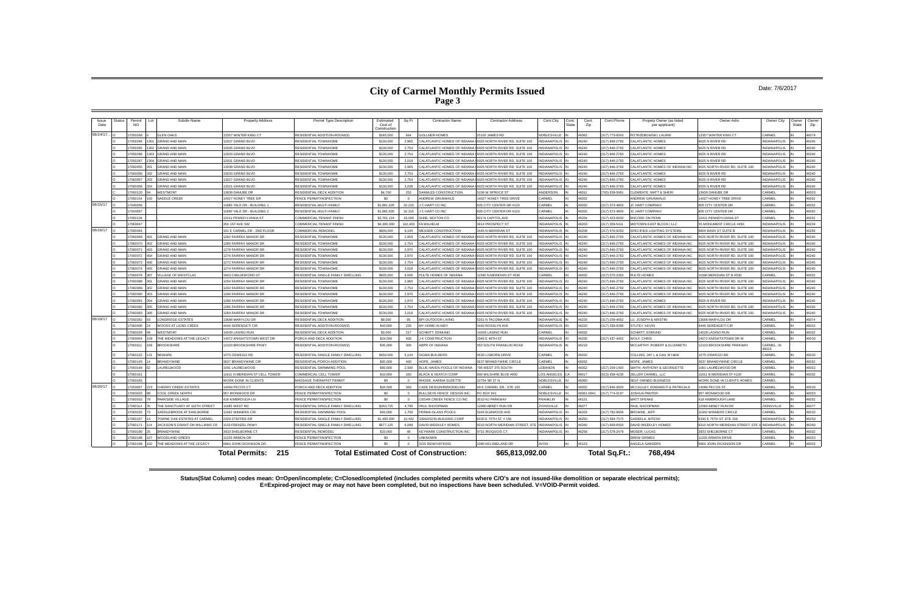# City of Carmel Monthly Permits Issued

Date: 7/6/2017

| Issue Date | Status | Permit NO | Lot | Subdiv Name | Property Address | Permit Type Description | Estimated Cost of Construction | Sq Ft | Contractor Name | Contractor Address | Cont.City | Cont. State | Cont. Zip | Cont.Phone | Propety Owner (as listed per applicant) | Owner Adrs | Owner City | Owner State | Owner Zip |
|---|---|---|---|---|---|---|---|---|---|---|---|---|---|---|---|---|---|---|---|
| 06/14/17... | O | 17050266 | 6 | GLEN OAKS | 13357 WINTER KING CT | RESIDENTIAL ADDITION-ROOM(S) | $165,000 | 664 | GOLLNER HOMES | 20102 JAMES RD | NOBLESVILLE | IN | 46062 | (317) 773-9343 | POTRZEBOWSKI, LAURIE | 13357 WINTER KING CT | CARMEL | IN | 46074 |
| | O | 17050284 | 1301 | GRAND AND MAIN | 12937 GRAND BLVD | RESIDENTIAL TOWNHOME | $130,000 | 2,965 | CALATLANTIC HOMES OF INDIANA | 9025 NORTH RIVER RD, SUITE 100 | INDIANAPOLIS | IN | 46240 | (317) 846-2783 | CALATLANTIC HOMES | 9025 N RIVER RD | INDIANAPOLIS | IN | 46240 |
| | O | 17050285 | 1302 | GRAND AND MAIN | 12935 GRAND BLVD | RESIDENTIAL TOWNHOME | $130,000 | 2,754 | CALATLANTIC HOMES OF INDIANA | 9025 NORTH RIVER RD, SUITE 100 | INDIANAPOLIS | IN | 46240 | (317) 846-2783 | CALATLANTIC HOMES | 9025 N RIVER RD | INDIANAPOLIS | IN | 46240 |
| | O | 17050286 | 1303 | GRAND AND MAIN | 12933 GRAND BLVD | RESIDENTIAL TOWNHOME | $130,000 | 2,754 | CALATLANTIC HOMES OF INDIANA | 9025 NORTH RIVER RD, SUITE 100 | INDIANAPOLIS | IN | 46240 | (317) 846-2783 | CALATLANTIC HOMES | 9025 N RIVER RD | INDIANAPOLIS | IN | 46240 |
| | O | 17050287 | 1304 | GRAND AND MAIN | 12931 GRAND BLVD | RESIDENTIAL TOWNHOME | $130,000 | 3,018 | CALATLANTIC HOMES OF INDIANA | 9025 NORTH RIVER RD, SUITE 100 | INDIANAPOLIS | IN | 46240 | (317) 846-2783 | CALATLANTIC HOMES | 9025 N RIVER RD | INDIANAPOLIS | IN | 46240 |
| | O | 17060055 | 201 | GRAND AND MAIN | 13039 GRAND BLVD | RESIDENTIAL TOWNHOME | $130,000 | 2,965 | CALATLANTIC HOMES OF INDIANA | 9025 NORTH RIVER RD, SUITE 100 | INDIANAPOLIS | IN | 46240 | (317) 846-2783 | CALATLANTIC HOMES OF INDIANA INC | 9025 NORTH RIVER RD, SUITE 100 | INDIANAPOLIS | IN | 46240 |
| | O | 17060056 | 202 | GRAND AND MAIN | 13033 GRAND BLVD | RESIDENTIAL TOWNHOME | $130,000 | 2,754 | CALATLANTIC HOMES OF INDIANA | 9025 NORTH RIVER RD, SUITE 100 | INDIANAPOLIS | IN | 46240 | (317) 846-2783 | CALATLANTIC HOMES | 9025 N RIVER RD | INDIANAPOLIS | IN | 46240 |
| | O | 17060057 | 203 | GRAND AND MAIN | 13027 GRAND BLVD | RESIDENTIAL TOWNHOME | $130,000 | 2,754 | CALATLANTIC HOMES OF INDIANA | 9025 NORTH RIVER RD, SUITE 100 | INDIANAPOLIS | IN | 46240 | (317) 846-2783 | CALATLANTIC HOMES | 9025 N RIVER RD | INDIANAPOLIS | IN | 46240 |
| | O | 17060058 | 204 | GRAND AND MAIN | 13021 GRAND BLVD | RESIDENTIAL TOWNHOME | $130,000 | 3,038 | CALATLANTIC HOMES OF INDIANA | 9025 NORTH RIVER RD, SUITE 100 | INDIANAPOLIS | IN | 46240 | (317) 846-2783 | CALATLANTIC HOMES | 9025 N RIVER RD | INDIANAPOLIS | IN | 46240 |
| | O | 17060120 | 94 | WESTMONT | 13939 DANUBE DR | RESIDENTIAL DECK ADDITION | $4,700 | 252 | SAMMLES CONSTRUCTION | 5108 W SPRUCE ST | ANDERSON | IN | 46011 | (765) 639-5981 | CLEMENTE, MATT & SHERI | 13939 DANUBE DR | CARMEL | IN | 46033 |
| | O | 17060154 | 100 | SADDLE CREEK | 14027 HONEY TREE DR | FENCE PERMIT/INSPECTION | $0 | 0 | ANDREW GRUNWALD | 14027 HONEY TREE DRIVE | CARMEL | IN | 46032 | | ANDREW GRUNWALD | 14027 HONEY TREE DRIVE | CARMEL | IN | 46032 |
| 06/15/17 | O | 17040056 | | | 11680 YALE DR - BUILDING 1 | RESIDENTIAL MULTI-FAMILY | $1,881,635 | 32,315 | J C HART CO INC | 805 CITY CENTER DR #120 | CARMEL | IN | 46032 | (317) 573-4800 | JC HART COMPANY | 805 CITY CENTER DR | CARMEL | IN | 46032 |
| | O | 17040057 | | | 11680 YALE DR - BUILDING 2 | RESIDENTIAL MULTI-FAMILY | $1,881,635 | 32,315 | J C HART CO INC | 805 CITY CENTER DR #120 | CARMEL | IN | 46032 | (317) 573-4800 | JC HART COMPANY | 805 CITY CENTER DR | CARMEL | IN | 46032 |
| | O | 17050134 | | | 12411 PENNSYLVANIA ST | COMMERCIAL TENANT FINISH | $3,761,124 | 18,000 | SHIEL SEXTON CO | 902 N CAPITOL AVE | INDIANAPOLIS | IN | 46204 | (317) 423-6000 | ENCORE ON PENN | 12411 PENNSYLVANIA ST | CARMEL | IN | 46032 |
| | O | 17060047 | | | 350 1ST AVE SW | COMMERCIAL TENANT FINISH | $4,300,000 | 110,403 | FA WILHELM | 3914 PROSPECT ST | INDIANAPOLIS | IN | 46203 | (317) 359-5411 | MIDTOWN EAST BLOCK I LLC | 55 MONUMENT CIRCLE #450 | INDIANAPOLIS | IN | 46204 |
| 06/16/17 | O | 17060044 | | | 101 E CARMEL DR - 2ND FLOOR | COMMERCIAL REMODEL | $900,000 | 9,100 | MESSER CONSTRUCTION | 2445 N MERIDIAN ST | INDIANAPOLIS | IN | 46208 | (317) 576-9250 | SPECIFIED LIGHTING SYSTEMS | 8904 BASH ST SUITE B | INDIANAPOLIS | IN | 46256 |
| | O | 17060069 | 401 | GRAND AND MAIN | 1282 FAIRFAX MANOR DR | RESIDENTIAL TOWNHOME | $130,000 | 2,959 | CALATLANTIC HOMES OF INDIANA | 9025 NORTH RIVER RD, SUITE 100 | INDIANAPOLIS | IN | 46240 | (317) 846-2783 | CALATLANTIC HOMES OF INDIANA INC | 9025 NORTH RIVER RD, SUITE 100 | INDIANAPOLIS | IN | 46240 |
| | O | 17060070 | 402 | GRAND AND MAIN | 1280 FAIRFAX MANOR DR | RESIDENTIAL TOWNHOME | $130,000 | 2,754 | CALATLANTIC HOMES OF INDIANA | 9025 NORTH RIVER RD, SUITE 100 | INDIANAPOLIS | IN | 46240 | (317) 846-2783 | CALATLANTIC HOMES OF INDIANA INC | 9025 NORTH RIVER RD, SUITE 100 | INDIANAPOLIS | IN | 46240 |
| | O | 17060071 | 403 | GRAND AND MAIN | 1278 FAIRFAX MANOR DR | RESIDENTIAL TOWNHOME | $130,000 | 2,970 | CALATLANTIC HOMES OF INDIANA | 9025 NORTH RIVER RD, SUITE 100 | INDIANAPOLIS | IN | 46240 | (317) 846-2783 | CALATLANTIC HOMES OF INDIANA INC | 9025 NORTH RIVER RD, SUITE 100 | INDIANAPOLIS | IN | 46240 |
| | O | 17060072 | 404 | GRAND AND MAIN | 1276 FAIRFAX MANOR DR | RESIDENTIAL TOWNHOME | $130,000 | 2,970 | CALATLANTIC HOMES OF INDIANA | 9025 NORTH RIVER RD, SUITE 100 | INDIANAPOLIS | IN | 46240 | (317) 846-2783 | CALATLANTIC HOMES OF INDIANA INC | 9025 NORTH RIVER RD, SUITE 100 | INDIANAPOLIS | IN | 46240 |
| | O | 17060073 | 406 | GRAND AND MAIN | 1272 FAIRFAX MANOR DR | RESIDENTIAL TOWNHOME | $130,000 | 2,754 | CALATLANTIC HOMES OF INDIANA | 9025 NORTH RIVER RD, SUITE 100 | INDIANAPOLIS | IN | 46240 | (317) 846-2783 | CALATLANTIC HOMES OF INDIANA INC | 9025 NORTH RIVER RD, SUITE 100 | INDIANAPOLIS | IN | 46240 |
| | O | 17060074 | 405 | GRAND AND MAIN | 1274 FAIRFAX MANOR DR | RESIDENTIAL TOWNHOME | $130,000 | 3,018 | CALATLANTIC HOMES OF INDIANA | 9025 NORTH RIVER RD, SUITE 100 | INDIANAPOLIS | IN | 46240 | (317) 846-2783 | CALATLANTIC HOMES OF INDIANA INC | 9025 NORTH RIVER RD, SUITE 100 | INDIANAPOLIS | IN | 46240 |
| | O | 17060078 | 307 | VILLAGE OF WESTCLAY | 1943 CHELMSFORD ST | RESIDENTIAL SINGLE FAMILY DWELLING | $605,000 | 9,006 | PULTE HOMES OF INDIANA | 11590 N MERIDIAN ST #530 | CARMEL | IN | 46032 | (317) 575-2350 | PULTE HOMES | 11590 MERIDIAN ST N #530 | CARMEL | IN | 46032 |
| | O | 17060088 | 301 | GRAND AND MAIN | 1294 FAIRFAX MANOR DR | RESIDENTIAL TOWNHOME | $130,000 | 2,965 | CALATLANTIC HOMES OF INDIANA | 9025 NORTH RIVER RD, SUITE 100 | INDIANAPOLIS | IN | 46240 | (317) 846-2783 | CALATLANTIC HOMES OF INDIANA INC | 9025 NORTH RIVER RD, SUITE 100 | INDIANAPOLIS | IN | 46240 |
| | O | 17060089 | 302 | GRAND AND MAIN | 1292 FAIRFAX MANOR DR | RESIDENTIAL TOWNHOME | $130,000 | 2,754 | CALATLANTIC HOMES OF INDIANA | 9025 NORTH RIVER RD, SUITE 100 | INDIANAPOLIS | IN | 46240 | (317) 846-2783 | CALATLANTIC HOMES OF INDIANA INC | 9025 NORTH RIVER RD, SUITE 100 | INDIANAPOLIS | IN | 46240 |
| | O | 17060090 | 303 | GRAND AND MAIN | 1290 FAIRFAX MANOR DR | RESIDENTIAL TOWNHOME | $130,000 | 2,970 | CALATLANTIC HOMES OF INDIANA | 9025 NORTH RIVER RD, SUITE 100 | INDIANAPOLIS | IN | 46240 | (317) 846-2783 | CALATLANTIC HOMES OF INDIANA INC | 9025 NORTH RIVER RD, SUITE 100 | INDIANAPOLIS | IN | 46240 |
| | O | 17060091 | 304 | GRAND AND MAIN | 1288 FAIRFAX MANOR DR | RESIDENTIAL TOWNHOME | $130,000 | 2,970 | CALATLANTIC HOMES OF INDIANA | 9025 NORTH RIVER RD, SUITE 100 | INDIANAPOLIS | IN | 46240 | (317) 846-2783 | CALATLANTIC HOMES | 9025 N RIVER RD | INDIANAPOLIS | IN | 46240 |
| | O | 17060092 | 305 | GRAND AND MAIN | 1286 FAIRFAX MANOR DR | RESIDENTIAL TOWNHOME | $130,000 | 2,754 | CALATLANTIC HOMES OF INDIANA | 9025 NORTH RIVER RD, SUITE 100 | INDIANAPOLIS | IN | 46240 | (317) 846-2783 | CALATLANTIC HOMES OF INDIANA INC | 9025 NORTH RIVER RD, SUITE 100 | INDIANAPOLIS | IN | 46240 |
| | O | 17060093 | 306 | GRAND AND MAIN | 1284 FAIRFAX MANOR DR | RESIDENTIAL TOWNHOME | $130,000 | 3,018 | CALATLANTIC HOMES OF INDIANA | 9025 NORTH RIVER RD, SUITE 100 | INDIANAPOLIS | IN | 46240 | (317) 846-2783 | CALATLANTIC HOMES OF INDIANA INC | 9025 NORTH RIVER RD, SUITE 100 | INDIANAPOLIS | IN | 46240 |
| 06/19/17 | O | 17050282 | 93 | LONGRIDGE ESTATES | 13688 MARYLOU DR | RESIDENTIAL DECK ADDITION | $9,000 | 95 | BPI OUTDOOR LIVING | 5351 N TACOMA AVE | INDIANAPOLIS | IN | 46220 | (317) 259-4062 | LU, JOSEPH & KRISTIN | 13688 MARYLOU DR | CARMEL | IN | 46074 |
| | O | 17060006 | 24 | WOODS AT LIONS CREEK | 4446 SERENGETI CIR | RESIDENTIAL ADDITION-ROOM(S) | $40,000 | 235 | MY HOME IN INDY | 5440 ROSSLYN AVE | INDIANAPOLIS | IN | 46220 | (317) 339-6096 | STUTEY, KEVIN | 4446 SERENGETI CIR | CARMEL | IN | 46032 |
| | O | 17060029 | 99 | WESTMONT | 14029 LASINO RUN | RESIDENTIAL DECK ADDITION | $3,000 | 217 | SCHMITT, EDMUND | 14029 LASINO RUN | CARMEL | IN | 46032 | | SCHMITT, EDMUND | 14029 LASINO RUN | CARMEL | IN | 46032 |
| | O | 17060054 | 109 | THE MEADOWS AT THE LEGACY | 14072 KNIGHTSTOWN WEST DR | PORCH AND DECK ADDITION | $24,500 | 400 | J K CONSTRUCTION | 2046 E 46TH ST | INDIANAPOLIS | IN | 46205 | (317) 437-4452 | WOLF, CHRIS | 14072 KNIGHTSTOWN DR W | CARMEL | IN | 46033 |
| | O | 17060111 | 168 | BROOKSHIRE | 12103 BROOKSHIRE PKWY | RESIDENTIAL ADDITION-ROOM(S) | $45,000 | 300 | ABPR OF INDIANA | 450 SOUTH FRANKLIN ROAD | INDIANAPOLIS | IN | 46219 | | MCCARTHY, ROBERT & ELIZABETH | 12103 BROOKSHIRE PARKWAY | CARMEL, IN 46033 | | |
| | O | 17060122 | 131 | NEWARK | 1075 OSWEGO RD | RESIDENTIAL SINGLE FAMILY DWELLING | $450,000 | 5,144 | SIGMA BUILDERS | 4630 LISBORN DRIVE | CARMEL | IN | 46032 | | COLLINS, JAY L & GAIL M H&W | 1075 OSWEGO RD | CARMEL | IN | 46032 |
| | O | 17060145 | 14 | BRANDYWINE | 3637 BRANDYWINE CIR | RESIDENTIAL PORCH ADDITION | $20,000 | 400 | HOPE, JAMES | 3637 BRANDYWINE CIRCLE | CARMEL | IN | 46032 | | HOPE, JAMES | 3637 BRANDYWINE CIRCLE | CARMEL | IN | 46032 |
| | O | 17060149 | 62 | LAURELWOOD | 1091 LAURELWOOD | RESIDENTIAL SWIMMING POOL | $80,000 | 2,500 | BLUE HAVEN POOLS OF INDIANA | 795 WEST 375 SOUTH | LEBANON | IN | 46052 | (317) 209-1400 | SMITH, ANTHONY & GEORGETTE | 1091 LAURELWOOD DR | CARMEL | IN | 46032 |
| | O | 17060161 | | | 11611 N MERIDIAN ST CELL TOWER | COMMERCIAL CELL TOWER | $10,000 | 150 | BLACK & VEATCH CORP | 800 WILSHIRE BLVD #600 | LOS ANGELES | CA | 90017 | (913) 458-4235 | ZELLER CARMEL, LLC | 11611 N MERIDIAN ST #120 | CARMEL | IN | 46032 |
| | O | 17060183 | | | WORK DONE IN CLIENTS | MASSAGE THERAPIST PERMIT | $0 | 0 | RHODE, KARINA SUZETTE | 22754 SR 37 N | NOBLESVILLE | IN | 46060 | | SELF OWNED BUSINESS | WORK DONE IN CLIENTS HOMES | CARMEL | | |
| 06/20/17 | O | 17050057 | 223 | CHERRY CREEK ESTATES | 14094 PECOS CT | PORCH AND DECK ADDITION | $34,500 | 360 | CASE DESIGN/REMODELING | 99 E CARMEL DR., STE 100 | CARMEL | IN | 46032 | (317) 846-2600 | MCCAULEY, EDWARD P & PATRICIA A | 14094 PECOS ST | CARMEL | IN | 46033 |
| | O | 17060020 | 88 | COOL CREEK NORTH | 957 IRONWOOD DR | FENCE PERMIT/INSPECTION | $0 | 0 | BULLSEYE FENCE DESIGN INC. | PO BOX 941 | NOBLESVILLE | IN | 46061-0941 | (317) 774-0197 | JOSHUA PANTER | 957 IRONWOOD DR | CARMEL | IN | 46033 |
| | O | 17060033 | 79 | PARKSIDE VILLAGE | 418 KIMBROUGH LN | FENCE PERMIT/INSPECTION | $0 | 0 | CEDAR CREEK FENCE CO INC | 3010 RJ PARKWAY | FRANKLIN | IN | 46131 | | MATT SPEAKE | 418 KIMBROUGH LANE | CARMEL | IN | 46032 |
| | O | 17060114 | 35 | THE SANCTUARY AT 116TH STREET | 11685 WEST RD | RESIDENTIAL SINGLE FAMILY DWELLING | $263,725 | 4,785 | PAUL SHOOPMAN | 12080 ABNEY RUN DR | ZIONSVILLE | IN | 46077 | | PAUL SHOOPMAN | 12080 ABNEY RUN DR | ZIONSVILLE | IN | 46077 |
| | O | 17060155 | 73 | SADDLEBROOK AT SHELBORNE | 11942 WINNERS CIR | RESIDENTIAL SWIMMING POOL | $60,000 | 1,700 | PERMA-GLASS POOLS | 5245 ELMWOOD AVE | INDIANAPOLIS | IN | 46203 | (317) 782-9956 | BROWNE, JEFF | 11942 WINNERS CIRCLE | CARMEL | IN | 46032 |
| | O | 17060157 | 14 | TOWNE OAK ESTATES AT CARMEL | 2329 STEFFEE DR | RESIDENTIAL SINGLE FAMILY DWELLING | $1,400,000 | 10,442 | GRADISON BUILDING CORP | 8330 E 75TH ST, # 156 | INDIANAPOLIS | IN | 46250 | (317) 594-7575 | GADEELA, NITESH | 8330 E 75TH ST, STE 156 | INDIANAPOLIS | IN | 46250 |
| | O | 17060171 | 114 | JACKSON'S GRANT ON WILLIAMS CR | 1133 FRENZEL PKWY | RESIDENTIAL SINGLE FAMILY DWELLING | $677,125 | 6,099 | DAVID WEEKLEY HOMES | 9310 NORTH MERIDIAN STREET, STE 100 | INDIANAPOLIS | IN | 46260 | (317) 669-8500 | DAVID WEEKLEY HOMES | 9310 NORTH MERIDIAN STREET, STE 100 | INDIANAPOLIS | IN | 46260 |
| | O | 17060190 | 25 | BRANDYWINE | 3633 SHELBORNE CT | RESIDENTIAL REMODEL | $20,000 | 48 | KEYMARK CONSTRUCTION INC | 9731 IROQUOIS CT | INDIANAPOLIS | IN | 46256 | (317) 578-2479 | MOSER, LUCAS | 3633 SHELBORNE CT | CARMEL | IN | 46032 |
| | O | 17060198 | 107 | WOODLAND GREEN | 11225 ARMON DR | FENCE PERMIT/INSPECTION | $0 | 0 | UNKNOWN | | | | | | DREW GRIMES | 11225 ARMON DRIVE | CARMEL | IN | 46033 |
| | O | 17060199 | 102 | THE MEADOWS AT THE LEGACY | 6964 JOHN DICKINSON DR | FENCE PERMIT/INSPECTION | $0 | 0 | SOS RENOVATIONS | 1080 KELSNELAND DR | AVON | IN | 46123 | | ANGELA SANDERS | 6964 JOHN DICKINSON DR | CARMEL | IN | 46033 |

**Total Permits: 215** **Total Estimated Cost of Construction: $65,813,092.00** **Total Sq.Ft.: 768,494**

Status(Stat Column) codes mean: O=Open/incomplete; C=Closed/completed (includes completed permits where C/O's are not issued-like demolition or separate electrical permits); E=Expired-project may or may not have been completed, but no inspections have been scheduled. V=VOID-Permit voided.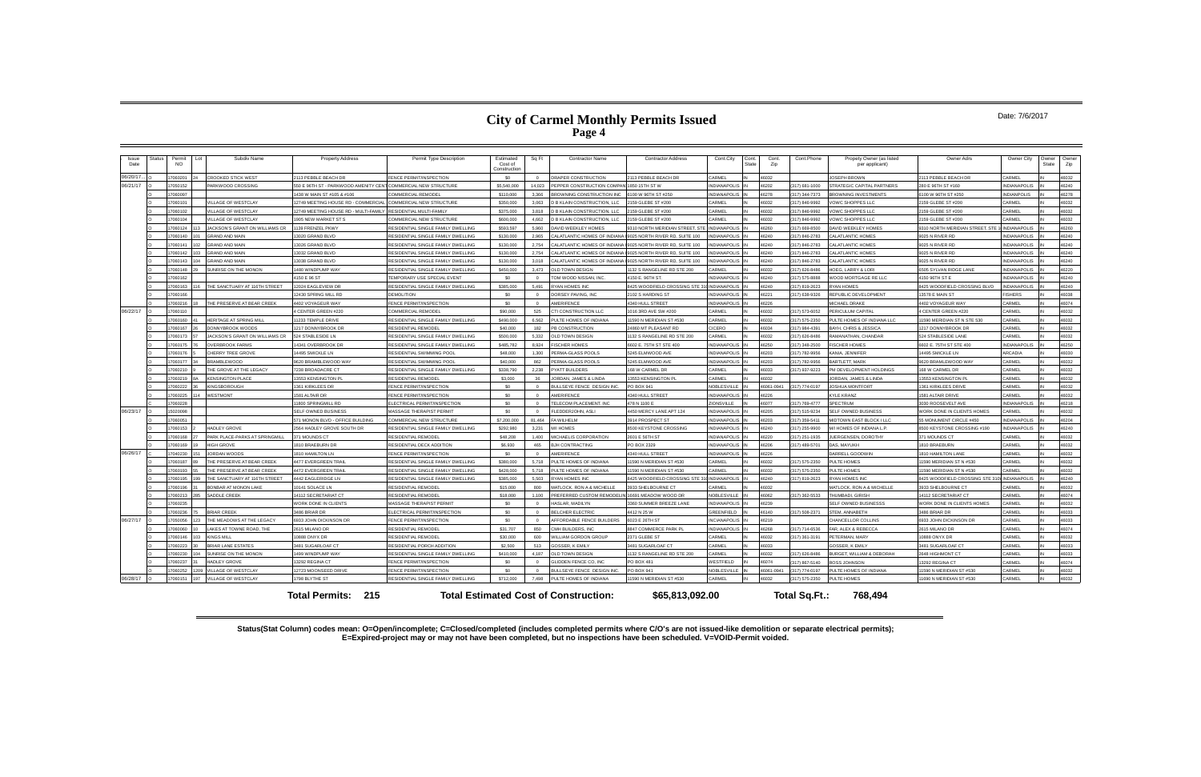# City of Carmel Monthly Permits Issued
## Page 4

Date: 7/6/2017

| Issue Date | Status | Permit NO | Lot | Subdiv Name | Property Address | Permit Type Description | Estimated Cost of Construction | Sq Ft | Contractor Name | Contractor Address | Cont.City | Cont. State | Cont. Zip | Cont.Phone | Propety Owner (as listed per applicant) | Owner Adrs | Owner City | Owner State | Owner Zip |
|---|---|---|---|---|---|---|---|---|---|---|---|---|---|---|---|---|---|---|---|
| 06/20/17... | O | 17060201 | 24 | CROOKED STICK WEST | 2113 PEBBLE BEACH DR | FENCE PERMIT/INSPECTION | $0 | 0 | DRAPER CONSTRUCTION | 2113 PEBBLE BEACH DR | CARMEL | IN | 46032 | | JOSEPH BROWN | 2113 PEBBLE BEACH DR | CARMEL | IN | 46032 |
| 06/21/17 | O | 17050152 | | PARKWOOD CROSSING | 550 E 96TH ST - PARKWOOD AMENITY CENT | COMMERCIAL NEW STRUCTURE | $5,540,000 | 14,023 | PEPPER CONSTRUCTION COMPAN | 1850 15TH ST W | INDIANAPOLIS | IN | 46202 | (317) 681-1000 | STRATEGIC CAPITAL PARTNERS | 280 E 96TH ST #160 | INDIANAPOLIS | IN | 46240 |
| | O | 17060097 | | | 1430 W MAIN ST #105 & #106 | COMMERCIAL REMODEL | $110,000 | 3,366 | BROWNING CONSTRUCTION INC | 6100 W 96TH ST #250 | INDIANAPOLIS | IN | 46278 | (317) 344-7373 | BROWNING INVESTMENTS | 6100 W 96TH ST #250 | INDIANPOLIS | IN | 46278 |
| | O | 17060101 | | VILLAGE OF WESTCLAY | 12749 MEETING HOUSE RD - COMMERCIAL | COMMERCIAL NEW STRUCTURE | $350,000 | 3,063 | D B KLAIN CONSTRUCTION, LLC | 2159 GLEBE ST #200 | CARMEL | IN | 46032 | (317) 846-9992 | VOWC SHOPPES LLC | 2159 GLEBE ST #200 | CARMEL | IN | 46032 |
| | O | 17060102 | | VILLAGE OF WESTCLAY | 12749 MEETING HOUSE RD - MULTI-FAMILY | RESIDENTIAL MULTI-FAMILY | $375,000 | 3,818 | D B KLAIN CONSTRUCTION, LLC | 2159 GLEBE ST #200 | CARMEL | IN | 46032 | (317) 846-9992 | VOWC SHOPPES LLC | 2159 GLEBE ST #200 | CARMEL | IN | 46032 |
| | O | 17060104 | | VILLAGE OF WESTCLAY | 1905 NEW MARKET ST S | COMMERCIAL NEW STRUCTURE | $600,000 | 4,662 | D B KLAIN CONSTRUCTION, LLC | 2159 GLEBE ST #200 | CARMEL | IN | 46032 | (317) 846-9992 | VOWC SHOPPES LLC | 2159 GLEBE ST #200 | CARMEL | IN | 46032 |
| | O | 17060124 | 113 | JACKSON'S GRANT ON WILLIAMS CR | 1139 FRENZEL PKWY | RESIDENTIAL SINGLE FAMILY DWELLING | $593,597 | 5,960 | DAVID WEEKLEY HOMES | 9310 NORTH MERIDIAN STREET, STE | INDIANAPOLIS | IN | 46260 | (317) 669-8500 | DAVID WEEKLEY HOMES | 9310 NORTH MERIDIAN STREET, STE 1 | INDIANAPOLIS | IN | 46260 |
| | O | 17060140 | 101 | GRAND AND MAIN | 13020 GRAND BLVD | RESIDENTIAL SINGLE FAMILY DWELLING | $130,000 | 2,965 | CALATLANTIC HOMES OF INDIANA | 9025 NORTH RIVER RD, SUITE 100 | INDIANAPOLIS | IN | 46240 | (317) 846-2783 | CALATLANTIC HOMES | 9025 N RIVER RD | INDIANAPOLIS | IN | 46240 |
| | O | 17060141 | 102 | GRAND AND MAIN | 13026 GRAND BLVD | RESIDENTIAL SINGLE FAMILY DWELLING | $130,000 | 2,754 | CALATLANTIC HOMES OF INDIANA | 9025 NORTH RIVER RD, SUITE 100 | INDIANAPOLIS | IN | 46240 | (317) 846-2783 | CALATLANTIC HOMES | 9025 N RIVER RD | INDIANAPOLIS | IN | 46240 |
| | O | 17060142 | 103 | GRAND AND MAIN | 13032 GRAND BLVD | RESIDENTIAL SINGLE FAMILY DWELLING | $130,000 | 2,754 | CALATLANTIC HOMES OF INDIANA | 9025 NORTH RIVER RD, SUITE 100 | INDIANAPOLIS | IN | 46240 | (317) 846-2783 | CALATLANTIC HOMES | 9025 N RIVER RD | INDIANAPOLIS | IN | 46240 |
| | O | 17060143 | 104 | GRAND AND MAIN | 13038 GRAND BLVD | RESIDENTIAL SINGLE FAMILY DWELLING | $130,000 | 3,018 | CALATLANTIC HOMES OF INDIANA | 9025 NORTH RIVER RD, SUITE 100 | INDIANAPOLIS | IN | 46240 | (317) 846-2783 | CALATLANTIC HOMES | 9025 N RIVER RD | INDIANAPOLIS | IN | 46240 |
| | O | 17060148 | 29 | SUNRISE ON THE MONON | 1480 WINDPUMP WAY | RESIDENTIAL SINGLE FAMILY DWELLING | $450,000 | 3,473 | OLD TOWN DESIGN | 1132 S RANGELINE RD STE 200 | CARMEL | IN | 46032 | (317) 626-8486 | HOEG, LARRY & LORI | 8505 SYLVAN RIDGE LANE | INDIANAPOLIS | IN | 46220 |
| | O | 17060162 | | | 4150 E 96 ST | TEMPORARY USE SPECIAL EVENT | $0 | 0 | TOM WOOD NISSAN, INC. | 4150 E. 96TH ST. | INDIANAPOLIS | IN | 46240 | (317) 575-8888 | WOOD MORTGAGE RE LLC | 4150 96TH ST E | INDIANAPOLIS | IN | 46240 |
| | O | 17060163 | 116 | THE SANCTUARY AT 116TH STREET | 12024 EAGLEVIEW DR | RESIDENTIAL SINGLE FAMILY DWELLING | $385,000 | 5,491 | RYAN HOMES INC | 8425 WOODFIELD CROSSING STE 31 | INDIANAPOLIS | IN | 46240 | (317) 819-2623 | RYAN HOMES | 8425 WOODFIELD CROSSING BLVD | INDIANAPOLIS | IN | 46240 |
| | O | 17060166 | | | 12430 SPRING MILL RD | DEMOLITION | $0 | 0 | DORSEY PAVING, INC | 2102 S HARDING ST | INDIANAPOLIS | IN | 46221 | (317) 638-9326 | REPUBLIC DEVELOPMENT | 13578 E MAIN ST | FISHERS | IN | 46038 |
| | O | 17060216 | 18 | THE PRESERVE AT BEAR CREEK | 4402 VOYAGEUR WAY | FENCE PERMIT/INSPECTION | $0 | 0 | AMERIFENCE | 4340 HULL STREET | INDIANAPOLIS | IN | 46226 | | MICHAEL DRAKE | 4402 VOYAGEUR WAY | CARMEL | IN | 46074 |
| 06/22/17 | O | 17060110 | | | 4 CENTER GREEN #220 | COMMERCIAL REMODEL | $90,000 | 525 | CTI CONSTRUCTION LLC | 1016 3RD AVE SW #200 | CARMEL | IN | 46032 | (317) 573-6052 | PERICULUM CAPITAL | 4 CENTER GREEN #220 | CARMEL | IN | 46032 |
| | O | 17060160 | 41 | HERITAGE AT SPRING MILL | 11233 TEMPLE DRIVE | RESIDENTIAL SINGLE FAMILY DWELLING | $490,000 | 6,562 | PULTE HOMES OF INDIANA | 11590 N MERIDIAN ST #530 | CARMEL | IN | 46032 | (317) 575-2350 | PULTE HOMES OF INDIANA LLC | 11590 MERIDIAN ST N STE 530 | CARMEL | IN | 46032 |
| | O | 17060167 | 26 | DONNYBROOK WOODS | 1217 DONNYBROOK DR | RESIDENTIAL REMODEL | $40,000 | 182 | PB CONSTRUCTION | 24660 MT PLEASANT RD | CICERO | IN | 46034 | (317) 984-4391 | BAYH, CHRIS & JESSICA | 1217 DONNYBROOK DR | CARMEL | IN | 46032 |
| | O | 17060173 | 57 | JACKSON'S GRANT ON WILLIAMS CR | 524 STABLESIDE LN | RESIDENTIAL SINGLE FAMILY DWELLING | $500,000 | 5,332 | OLD TOWN DESIGN | 1132 S RANGELINE RD STE 200 | CARMEL | IN | 46032 | (317) 626-8486 | RAMANATHAN, CHANDAR | 524 STABLESIDE LANE | CARMEL | IN | 46032 |
| | O | 17060175 | 76 | OVERBROOK FARMS | 14341 OVERBROOK DR | RESIDENTIAL SINGLE FAMILY DWELLING | $485,782 | 8,924 | FISCHER HOMES | 6602 E. 75TH ST STE 400 | INDIANAPOLIS | IN | 46250 | (317) 348-2500 | FISCHER HOMES | 6602 E. 75TH ST STE 400 | INDIANAPOLIS | IN | 46250 |
| | O | 17060176 | 5 | CHERRY TREE GROVE | 14495 SMICKLE LN | RESIDENTIAL SWIMMING POOL | $48,000 | 1,300 | PERMA-GLASS POOLS | 5245 ELMWOOD AVE | INDIANAPOLIS | IN | 46203 | (317) 782-9956 | KANIA, JENNIFER | 14495 SMICKLE LN | ARCADIA | IN | 46030 |
| | O | 17060177 | 34 | BRAMBLEWOOD | 9620 BRAMBLEWOOD WAY | RESIDENTIAL SWIMMING POOL | $40,000 | 862 | PERMA-GLASS POOLS | 5245 ELMWOOD AVE | INDIANAPOLIS | IN | 46203 | (317) 782-9956 | BARTLETT, MARK | 9620 BRAMLEWOOD WAY | CARMEL | IN | 46032 |
| | O | 17060210 | 9 | THE GROVE AT THE LEGACY | 7238 BROADACRE CT | RESIDENTIAL SINGLE FAMILY DWELLING | $238,790 | 2,238 | PYATT BUILDERS | 168 W CARMEL DR | CARMEL | IN | 46033 | (317) 937-9223 | PM DEVELOPMENT HOLDINGS | 168 W CARMEL DR | CARMEL | IN | 46032 |
| | O | 17060219 | 8A | KENSINGTON PLACE | 13553 KENSINGTON PL | RESIDENTIAL REMODEL | $3,000 | 36 | JORDAN, JAMES & LINDA | 13553 KENSINGTON PL | CARMEL | IN | 46032 | | JORDAN, JAMES & LINDA | 13553 KENSINGTON PL | CARMEL | IN | 46032 |
| | O | 17060222 | 36 | KINGSBOROUGH | 1361 KIRKLEES DR | FENCE PERMIT/INSPECTION | $0 | 0 | BULLSEYE FENCE DESIGN INC. | PO BOX 941 | NOBLESVILLE | IN | 46061-0941 | (317) 774-0197 | JOSHUA MONTFORT | 1361 KIRKLEES DRIVE | CARMEL | IN | 46032 |
| | O | 17060225 | 114 | WESTMONT | 1581 ALTAIR DR | FENCE PERMIT/INSPECTION | $0 | 0 | AMERIFENCE | 4340 HULL STREET | INDIANAPOLIS | IN | 46226 | | KYLE KRANZ | 1581 ALTAIR DRIVE | CARMEL | IN | 46032 |
| | C | 17060228 | | | 11800 SPRINGMILL RD | ELECTRICAL PERMIT/INSPECTION | $0 | 0 | TELECOM PLACEMENT, INC | 478 N 1100 E | ZIONSVILLE | IN | 46077 | (317) 769-4777 | SPECTRUM | 3030 ROOSEVELT AVE | INDIANAPOLIS | IN | 46218 |
| 06/23/17 | O | 15020098 | | | SELF OWNED BUSINESS | MASSAGE THERAPIST PERMIT | $0 | 0 | FLEDDERJOHN, ASLI | 4450 MERCY LANE APT 124 | INDIANAPOLIS | IN | 46205 | (317) 515-9234 | SELF OWNED BUSINESS | WORK DONE IN CLIENTS HOMES | CARMEL | IN | 46032 |
| | O | 17060051 | | | 571 MONON BLVD - OFFICE BUILDING | COMMERCIAL NEW STRUCTURE | $7,200,000 | 81,464 | FA WILHELM | 3914 PROSPECT ST | INDIANAPOLIS | IN | 46203 | (317) 359-5411 | MIDTOWN EAST BLOCK I LLC | 55 MONUMENT CIRCLE #450 | INDIANAPOLIS | IN | 46204 |
| | O | 17060153 | 2 | HADLEY GROVE | 2564 HADLEY GROVE SOUTH DR | RESIDENTIAL SINGLE FAMILY DWELLING | $292,980 | 3,231 | M/I HOMES | 8500 KEYSTONE CROSSING | INDIANAPOLIS | IN | 46240 | (317) 255-9900 | M/I HOMES OF INDIANA L.P. | 8500 KEYSTONE CROSSING #190 | INDIANAPOLIS | IN | 46240 |
| | O | 17060168 | 27 | PARK PLACE-PARKS AT SPRINGMILL | 371 MOUNDS CT | RESIDENTIAL REMODEL | $48,208 | 1,400 | MICHAELIS CORPORATION | 2601 E 56TH ST | INDIANAPOLIS | IN | 46220 | (317) 251-1935 | JUERGENSEN, DOROTHY | 371 MOUNDS CT | CARMEL | IN | 46032 |
| | O | 17060169 | 19 | HIGH GROVE | 1810 BRAEBURN DR | RESIDENTIAL DECK ADDITION | $6,930 | 465 | BJH CONTRACTING | PO BOX 2329 | INDIANAPOLIS | IN | 46206 | (317) 489-5701 | DAS, MAYUKH | 1810 BRAEBURN | CARMEL | IN | 46032 |
| 06/26/17 | C | 17040230 | 151 | JORDAN WOODS | 1810 HAMILTON LN | FENCE PERMIT/INSPECTION | $0 | 0 | AMERIFENCE | 4340 HULL STREET | INDIANAPOLIS | IN | 46226 | | DARRELL GOODWIN | 1810 HAMILTON LANE | CARMEL | IN | 46032 |
| | O | 17060187 | 89 | THE PRESERVE AT BEAR CREEK | 4477 EVERGREEN TRAIL | RESIDENTIAL SINGLE FAMILY DWELLING | $380,000 | 5,718 | PULTE HOMES OF INDIANA | 11590 N MERIDIAN ST #530 | CARMEL | IN | 46032 | (317) 575-2350 | PULTE HOMES | 11590 MERIDIAN ST N #530 | CARMEL | IN | 46032 |
| | O | 17060193 | 55 | THE PRESERVE AT BEAR CREEK | 4472 EVERGREEN TRAIL | RESIDENTIAL SINGLE FAMILY DWELLING | $428,000 | 5,718 | PULTE HOMES OF INDIANA | 11590 N MERIDIAN ST #530 | CARMEL | IN | 46032 | (317) 575-2350 | PULTE HOMES | 11590 MERIDIAN ST N #530 | CARMEL | IN | 46032 |
| | O | 17060195 | 109 | THE SANCTUARY AT 116TH STREET | 4442 EAGLERIDGE LN | RESIDENTIAL SINGLE FAMILY DWELLING | $385,000 | 5,503 | RYAN HOMES INC | 8425 WOODFIELD CROSSING STE 31 | INDIANAPOLIS | IN | 46240 | (317) 819-2623 | RYAN HOMES INC | 8425 WOODFIELD CROSSING STE 310 | INDIANAPOLIS | IN | 46240 |
| | O | 17060196 | 31 | BONBAR AT MONON LAKE | 10141 SOLACE LN | RESIDENTIAL REMODEL | $15,000 | 800 | MATLOCK, RON A & MICHELLE | 3933 SHELBOURNE CT | CARMEL | IN | 46032 | | MATLOCK, RON A & MICHELLE | 3933 SHELBOURNE CT | CARMEL | IN | 46032 |
| | O | 17060213 | 285 | SADDLE CREEK | 14112 SECRETARIAT CT | RESIDENTIAL REMODEL | $18,000 | 1,100 | PREFERRED CUSTOM REMODELIN | 16691 MEADOW WOOD DR | NOBLESVILLE | IN | 46062 | (317) 362-5533 | THUMBADI, GIRISH | 14112 SECRETARIAT CT | CARMEL | IN | 46074 |
| | O | 17060235 | | | WORK DONE IN CLIENTS | MASSAGE THERAPIST PERMIT | $0 | 0 | HASLAR, MADILYN | 3360 SUMMER BREEZE LANE | INDIANAPOLIS | IN | 46239 | | SELF OWNED BUSINESS | WORK DONE IN CLIENTS HOMES | CARMEL | IN | 46032 |
| | O | 17060236 | 75 | BRIAR CREEK | 3486 BRIAR DR | ELECTRICAL PERMIT/INSPECTION | $0 | 0 | BELCHER ELECTRIC | 4412 N 25 W | GREENFIELD | IN | 46140 | (317) 508-2371 | STEM, ANNABETH | 3486 BRIAR DR | CARMEL | IN | 46033 |
| 06/27/17 | O | 17050056 | 123 | THE MEADOWS AT THE LEGACY | 6933 JOHN DICKINSON DR | FENCE PERMIT/INSPECTION | $0 | 0 | AFFORDABLE FENCE BUILDERS | 6023 E 26TH ST | INDIANAPOLIS | IN | 46219 | | CHANCELLOR COLLINS | 6933 JOHN DICKINSON DR | CARMEL | IN | 46033 |
| | O | 17060060 | 10 | LAKES AT TOWNE ROAD, THE | 2615 MILANO DR | RESIDENTIAL REMODEL | $31,707 | 850 | CMH BUILDERS, INC. | 8847 COMMERCE PARK PL | INDIANAPOLIS | IN | 46268 | (317) 714-6536 | FAR, ALEX & REBECCA | 2615 MILANO DR | CARMEL | IN | 46074 |
| | O | 17060146 | 103 | KINGS MILL | 10888 ONYX DR | RESIDENTIAL REMODEL | $30,000 | 600 | WILLIAM GORDON GROUP | 2371 GLEBE ST | CARMEL | IN | 46032 | (317) 361-3191 | PETERMAN, MARY | 10888 ONYX DR | CARMEL | IN | 46032 |
| | O | 17060223 | 30 | BRIAR LANE ESTATES | 3481 SUGARLOAF CT | RESIDENTIAL PORCH ADDITION | $2,500 | 513 | GOSSER, K EMILY | 3481 SUGARLOAF CT | CARMEL | IN | 46033 | | GOSSER, K EMILY | 3481 SUGARLOAF CT | CARMEL | IN | 46033 |
| | O | 17060230 | 104 | SUNRISE ON THE MONON | 1499 WINDPUMP WAY | RESIDENTIAL SINGLE FAMILY DWELLING | $410,000 | 4,187 | OLD TOWN DESIGN | 1132 S RANGELINE RD STE 200 | CARMEL | IN | 46032 | (317) 626-8486 | BURGET, WILLIAM & DEBORAH | 2648 HIGHMONT CT | CARMEL | IN | 46033 |
| | O | 17060237 | 31 | HADLEY GROVE | 13292 REGINA CT | FENCE PERMIT/INSPECTION | $0 | 0 | GLIDDEN FENCE CO, INC | PO BOX 481 | WESTFIELD | IN | 46074 | (317) 867-5140 | ROSS JOHNSON | 13292 REGINA CT | CARMEL | IN | 46074 |
| | O | 17060252 | 1209 | VILLAGE OF WESTCLAY | 12723 MOONSEED DRIVE | FENCE PERMIT/INSPECTION | $0 | 0 | BULLSEYE FENCE DESIGN INC. | PO BOX 941 | NOBLESVILLE | IN | 46061-0941 | (317) 774-0197 | PULTE HOMES OF INDIANA | 11590 N MERIDIAN ST #530 | CARMEL | IN | 46032 |
| 06/28/17 | O | 17060151 | 197 | VILLAGE OF WESTCLAY | 1798 BLYTHE ST | RESIDENTIAL SINGLE FAMILY DWELLING | $712,000 | 7,498 | PULTE HOMES OF INDIANA | 11590 N MERIDIAN ST #530 | CARMEL | IN | 46032 | (317) 575-2350 | PULTE HOMES | 11590 N MERIDIAN ST #530 | CARMEL | IN | 46032 |

**Total Permits: 215** **Total Estimated Cost of Construction: $65,813,092.00** **Total Sq.Ft.: 768,494**

**Status(Stat Column) codes mean: O=Open/incomplete; C=Closed/completed (includes completed permits where C/O's are not issued-like demolition or separate electrical permits); E=Expired-project may or may not have been completed, but no inspections have been scheduled. V=VOID-Permit voided.**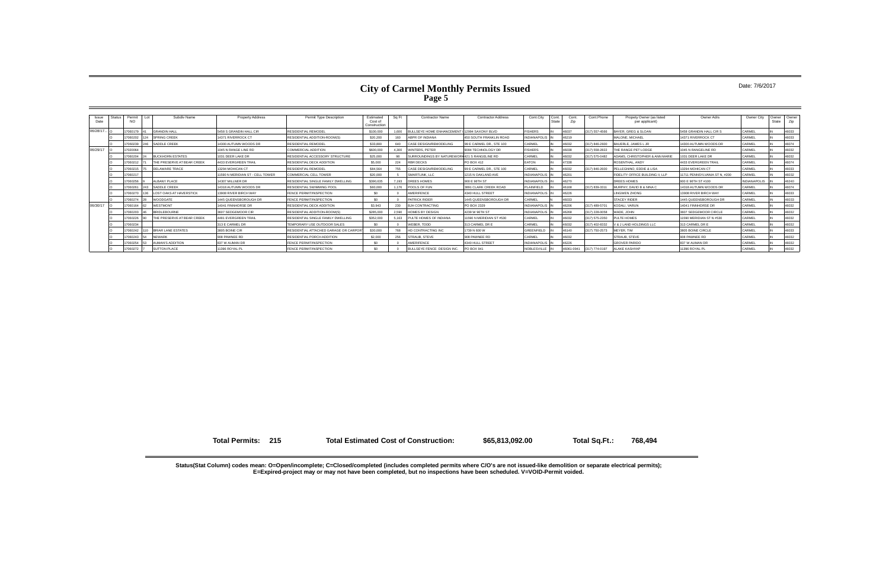# City of Carmel Monthly Permits Issued

Date: 7/6/2017

| Issue Date | Status | Permit NO. | Lot | Subdiv Name | Property Address | Permit Type Description | Estimated Cost of Construction | Sq Ft | Contractor Name | Contractor Address | Cont.City | Cont. State | Cont. Zip | Cont.Phone | Property Owner (as listed per applicant) | Owner Adrs | Owner City | Owner State | Owner Zip |
|---|---|---|---|---|---|---|---|---|---|---|---|---|---|---|---|---|---|---|---|
| 06/28/17... | O | 17060179 | 41 | GRANDIN HALL | 5458 S GRANDIN HALL CIR | RESIDENTIAL REMODEL | $100,000 | 1,600 | BULLSEYE HOME ENHANCEMENT | 12994 SAXONY BLVD | FISHERS | IN | 46037 | (317) 557-4566 | BAYER, GREG & SLOAN | 5458 GRANDIN HALL CIR S | CARMEL | IN | 46033 |
| | O | 17060202 | 124 | SPRING CREEK | 14371 RIVERROCK CT | RESIDENTIAL ADDITION-ROOM(S) | $20,200 | 160 | ABPR OF INDIANA | 450 SOUTH FRANKLIN ROAD | INDIANAPOLIS | IN | 46219 | | MALONE, MICHAEL | 14371 RIVERROCK CT | CARMEL | IN | 46033 |
| | O | 17060239 | 246 | SADDLE CREEK | 14300 AUTUMN WOODS DR | RESIDENTIAL REMODEL | $33,800 | 640 | CASE DESIGN/REMODELING | 99 E CARMEL DR., STE 100 | CARMEL | IN | 46032 | (317) 846-2600 | BAUERLE, JAMES L JR | 14300 AUTUMN WOODS DR | CARMEL | IN | 46074 |
| 06/29/17 | O | 17020064 | | | 1045 N RANGE LINE RD | COMMERCIAL ADDITION | $600,000 | 4,300 | WINTERS, PETER | 9084 TECHNOLOGY DR | FISHERS | IN | 46038 | (317) 558-2822 | THE RANGE PET LODGE | 1045 N RANGELINE RD | CARMEL | IN | 46032 |
| | O | 17060204 | 24 | BUCKHORN ESTATES | 1031 DEER LAKE DR | RESIDENTIAL ACCESSORY STRUCTURE | $25,000 | 98 | SURROUNDINGS BY NATUREWORKS | 421 S RANGELINE RD | CARMEL | IN | 46032 | (317) 575-0482 | ADAMS, CHRISTOPHER & ANN MARIE | 1031 DEER LAKE DR | CARMEL | IN | 46032 |
| | O | 17060212 | 71 | THE PRESERVE AT BEAR CREEK | 4433 EVERGREEN TRAIL | RESIDENTIAL DECK ADDITION | $5,000 | 224 | RBR DECKS | PO BOX 412 | EATON | IN | 47338 | | ROSENTHAL, ANDY | 4433 EVERGREEN TRAIL | CARMEL | IN | 46074 |
| | O | 17060215 | 75 | DELAWARE TRACE | 13294 MOHICAN CT | RESIDENTIAL REMODEL | $84,564 | 755 | CASE DESIGN/REMODELING | 99 E CARMEL DR., STE 100 | CARMEL | IN | 46032 | (317) 846-2600 | PELLEGRINO, EDDIE & LISA | 13294 MOHICAN CT | CARMEL | IN | 46033 |
| | O | 17060217 | | | 11590 N MERIDIAN ST - CELL TOWER | COMMERCIAL CELL TOWER | $20,000 | 5 | SMARTLINK, LLC | 1215 N OAKLAND AVE | INDIANAPOLIS | IN | 46201 | | FIDELITY OFFICE BUILDING II, LLP | 11711 PENNSYLVANIA ST N, #200 | CARMEL | IN | 46032 |
| | O | 17060256 | 9 | ALBANY PLACE | 14307 MILLNER DR | RESIDENTIAL SINGLE FAMILY DWELLING | $390,635 | 7,193 | DREES HOMES | 900 E 96TH ST | INDIANAPOLIS | IN | 46270 | | DREES HOMES | 900 E 96TH ST #100 | INDIANAPOLIS | IN | 46240 |
| | O | 17060261 | 243 | SADDLE CREEK | 14318 AUTUMN WOODS DR | RESIDENTIAL SWIMMING POOL | $60,000 | 1,176 | POOLS OF FUN | 3891 CLARK CREEK ROAD | PLAINFIELD | IN | 46168 | (317) 839-3311 | MURPHY, DAVID B & NINA C | 14318 AUTUMN WOODS DR | CARMEL | IN | 46074 |
| | O | 17060270 | 136 | LOST OAKS AT HAVERSTICK | 13908 RIVER BIRCH WAY | FENCE PERMIT/INSPECTION | $0 | 0 | AMERIFENCE | 4340 HULL STREET | INDIANAPOLIS | IN | 46226 | | LINGWEN ZHONG | 13908 RIVER BIRCH WAY | CARMEL | IN | 46033 |
| | O | 17060274 | 28 | WOODGATE | 1445 QUEENSBOROUGH DR | FENCE PERMIT/INSPECTION | $0 | 0 | PATRICK RIDER | 1445 QUEENSBOROUGH DR | CARMEL | IN | 46033 | | STACEY RIDER | 1445 QUEENSBOROUGH DR | CARMEL | IN | 46033 |
| 06/30/17 | O | 17060164 | 62 | WESTMONT | 14041 FINNHORSE DR | RESIDENTIAL DECK ADDITION | $3,943 | 230 | BJH CONTRACTING | PO BOX 2329 | INDIANAPOLIS | IN | 46206 | (317) 489-5701 | KODALI, VARUN | 14041 FINNHORSE DR | CARMEL | IN | 46032 |
| | O | 17060203 | 46 | BRIDLEBOURNE | 3607 SEDGEMOOR CIR | RESIDENTIAL ADDITION-ROOM(S) | $285,000 | 2,590 | HOMES BY DESIGN | 4239 W 96TH ST | INDIANAPOLIS | IN | 46268 | (317) 228-0058 | WADE, JOHN | 3607 SEDGEMOOR CIRCLE | CARMEL | IN | 46032 |
| | O | 17060226 | 90 | THE PRESERVE AT BEAR CREEK | 4481 EVERGREEN TRAIL | RESIDENTIAL SINGLE FAMILY DWELLING | $352,000 | 5,163 | PULTE HOMES OF INDIANA | 11590 N MERIDIAN ST #530 | CARMEL | IN | 46032 | (317) 575-2350 | PULTE HOMES | 11590 MERIDIAN ST N #530 | CARMEL | IN | 46032 |
| | O | 17060234 | | | 313 E CARMEL DR | TEMPORARY USE OUTDOOR SALES | $0 | 0 | WEBER, TODD | 313 CARMEL DR E | CARMEL | IN | 46032 | (317) 402-8332 | V & J LAND HOLDINGS LLC | 313 CARMEL DR E | CARMEL | IN | 46032 |
| | O | 17060242 | 110 | BRIAR LANE ESTATES | 3805 BOINE CIR | RESIDENTIAL ATTACHED GARAGE OR CARPORT | $30,000 | 768 | HD CONTRACTING INC | 1739 N 600 W | GREENFIELD | IN | 46140 | (317) 750-2573 | MEYER, TIM | 3805 BOINE CIRCLE | CARMEL | IN | 46033 |
| | O | 17060243 | 54 | NEWARK | 908 PAWNEE RD | RESIDENTIAL PORCH ADDITION | $2,000 | 256 | STRAUB, STEVE | 908 PAWNEE RD | CARMEL | IN | 46032 | | STRAUB, STEVE | 908 PAWNEE RD | CARMEL | IN | 46032 |
| | O | 17060254 | 53 | AUMAN'S ADDITION | 837 W AUMAN DR | FENCE PERMIT/INSPECTION | $0 | 0 | AMERIFENCE | 4340 HULL STREET | INDIANAPOLIS | IN | 46226 | | GROVER PARIDO | 837 W AUMAN DR | CARMEL | IN | 46032 |
| | O | 17060272 | 7 | SUTTON PLACE | 11396 ROYAL PL | FENCE PERMIT/INSPECTION | $0 | 0 | BULLSEYE FENCE DESIGN INC. | PO BOX 941 | NOBLESVILLE | IN | 46061-0941 | (317) 774-0197 | ALAKE KASHYAP | 11396 ROYAL PL | CARMEL | IN | 46032 |

**Total Permits: 215** **Total Estimated Cost of Construction: $65,813,092.00** **Total Sq.Ft.: 768,494**

**Status(Stat Column) codes mean: O=Open/incomplete; C=Closed/completed (includes completed permits where C/O's are not issued-like demolition or separate electrical permits); E=Expired-project may or may not have been completed, but no inspections have been scheduled. V=VOID-Permit voided.**